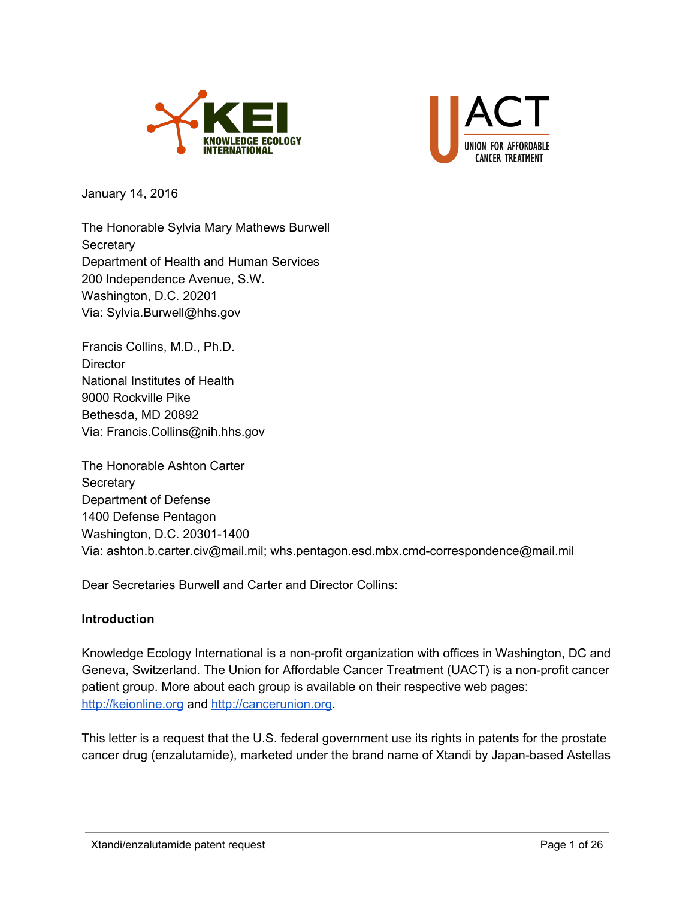January 14, 2016

The Honorable Sylvia Mary Mathews Burwell  
Secretary  
Department of Health and Human Services  
200 Independence Avenue, S.W.  
Washington, D.C. 20201  
Via: Sylvia.Burwell@hhs.gov

Francis Collins, M.D., Ph.D.  
Director  
National Institutes of Health  
9000 Rockville Pike  
Bethesda, MD 20892  
Via: Francis.Collins@nih.hhs.gov

The Honorable Ashton Carter  
Secretary  
Department of Defense  
1400 Defense Pentagon  
Washington, D.C. 20301-1400  
Via: ashton.b.carter.civ@mail.mil; whs.pentagon.esd.mbx.cmd-correspondence@mail.mil

Dear Secretaries Burwell and Carter and Director Collins:

**Introduction**

Knowledge Ecology International is a non-profit organization with offices in Washington, DC and Geneva, Switzerland. The Union for Affordable Cancer Treatment (UACT) is a non-profit cancer patient group. More about each group is available on their respective web pages: http://keionline.org and http://cancerunion.org.

This letter is a request that the U.S. federal government use its rights in patents for the prostate cancer drug (enzalutamide), marketed under the brand name of Xtandi by Japan-based Astellas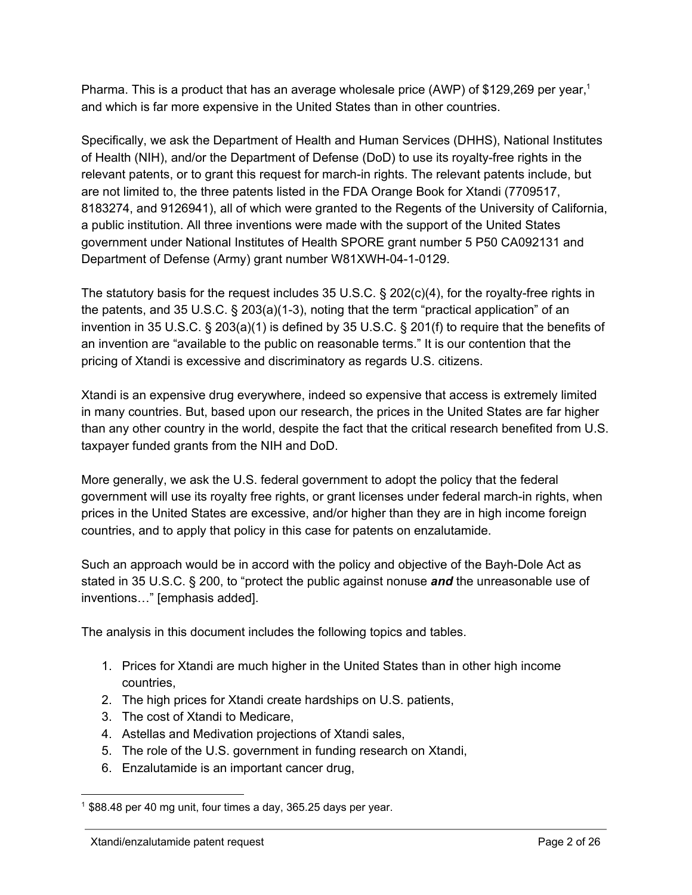Pharma. This is a product that has an average wholesale price (AWP) of $129,269 per year,[1] and which is far more expensive in the United States than in other countries.

Specifically, we ask the Department of Health and Human Services (DHHS), National Institutes of Health (NIH), and/or the Department of Defense (DoD) to use its royalty-free rights in the relevant patents, or to grant this request for march-in rights. The relevant patents include, but are not limited to, the three patents listed in the FDA Orange Book for Xtandi (7709517, 8183274, and 9126941), all of which were granted to the Regents of the University of California, a public institution. All three inventions were made with the support of the United States government under National Institutes of Health SPORE grant number 5 P50 CA092131 and Department of Defense (Army) grant number W81XWH-04-1-0129.

The statutory basis for the request includes 35 U.S.C. § 202(c)(4), for the royalty-free rights in the patents, and 35 U.S.C. § 203(a)(1-3), noting that the term "practical application" of an invention in 35 U.S.C. § 203(a)(1) is defined by 35 U.S.C. § 201(f) to require that the benefits of an invention are "available to the public on reasonable terms." It is our contention that the pricing of Xtandi is excessive and discriminatory as regards U.S. citizens.

Xtandi is an expensive drug everywhere, indeed so expensive that access is extremely limited in many countries. But, based upon our research, the prices in the United States are far higher than any other country in the world, despite the fact that the critical research benefited from U.S. taxpayer funded grants from the NIH and DoD.

More generally, we ask the U.S. federal government to adopt the policy that the federal government will use its royalty free rights, or grant licenses under federal march-in rights, when prices in the United States are excessive, and/or higher than they are in high income foreign countries, and to apply that policy in this case for patents on enzalutamide.

Such an approach would be in accord with the policy and objective of the Bayh-Dole Act as stated in 35 U.S.C. § 200, to "protect the public against nonuse ***and*** the unreasonable use of inventions…" [emphasis added].

The analysis in this document includes the following topics and tables.

1. Prices for Xtandi are much higher in the United States than in other high income countries,
2. The high prices for Xtandi create hardships on U.S. patients,
3. The cost of Xtandi to Medicare,
4. Astellas and Medivation projections of Xtandi sales,
5. The role of the U.S. government in funding research on Xtandi,
6. Enzalutamide is an important cancer drug,

[1] $88.48 per 40 mg unit, four times a day, 365.25 days per year.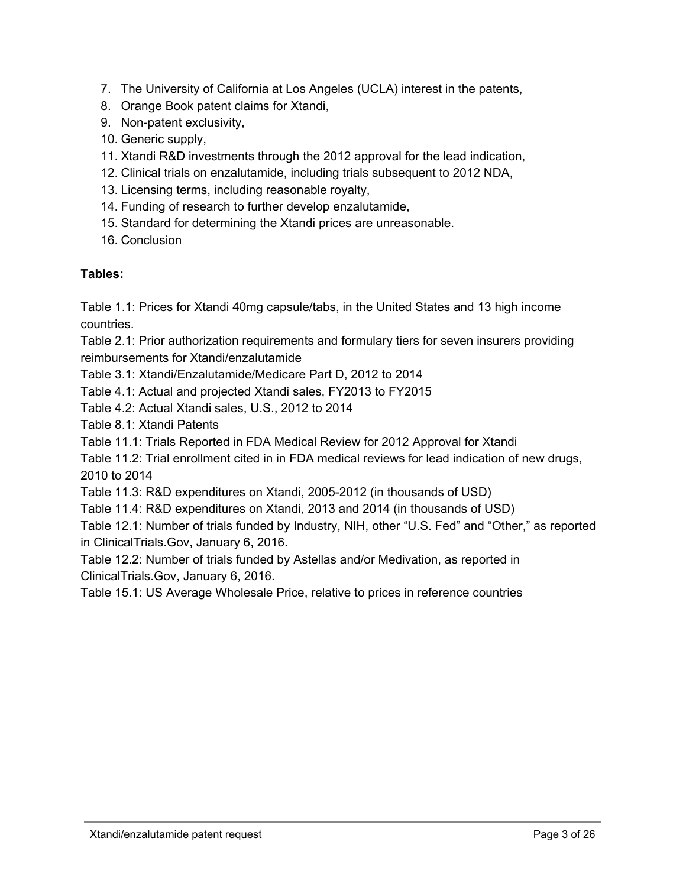7. The University of California at Los Angeles (UCLA) interest in the patents,
8. Orange Book patent claims for Xtandi,
9. Non-patent exclusivity,
10. Generic supply,
11. Xtandi R&D investments through the 2012 approval for the lead indication,
12. Clinical trials on enzalutamide, including trials subsequent to 2012 NDA,
13. Licensing terms, including reasonable royalty,
14. Funding of research to further develop enzalutamide,
15. Standard for determining the Xtandi prices are unreasonable.
16. Conclusion

**Tables:**

Table 1.1: Prices for Xtandi 40mg capsule/tabs, in the United States and 13 high income countries.
Table 2.1: Prior authorization requirements and formulary tiers for seven insurers providing reimbursements for Xtandi/enzalutamide
Table 3.1: Xtandi/Enzalutamide/Medicare Part D, 2012 to 2014
Table 4.1: Actual and projected Xtandi sales, FY2013 to FY2015
Table 4.2: Actual Xtandi sales, U.S., 2012 to 2014
Table 8.1: Xtandi Patents
Table 11.1: Trials Reported in FDA Medical Review for 2012 Approval for Xtandi
Table 11.2: Trial enrollment cited in in FDA medical reviews for lead indication of new drugs, 2010 to 2014
Table 11.3: R&D expenditures on Xtandi, 2005-2012 (in thousands of USD)
Table 11.4: R&D expenditures on Xtandi, 2013 and 2014 (in thousands of USD)
Table 12.1: Number of trials funded by Industry, NIH, other "U.S. Fed" and "Other," as reported in ClinicalTrials.Gov, January 6, 2016.
Table 12.2: Number of trials funded by Astellas and/or Medivation, as reported in ClinicalTrials.Gov, January 6, 2016.
Table 15.1: US Average Wholesale Price, relative to prices in reference countries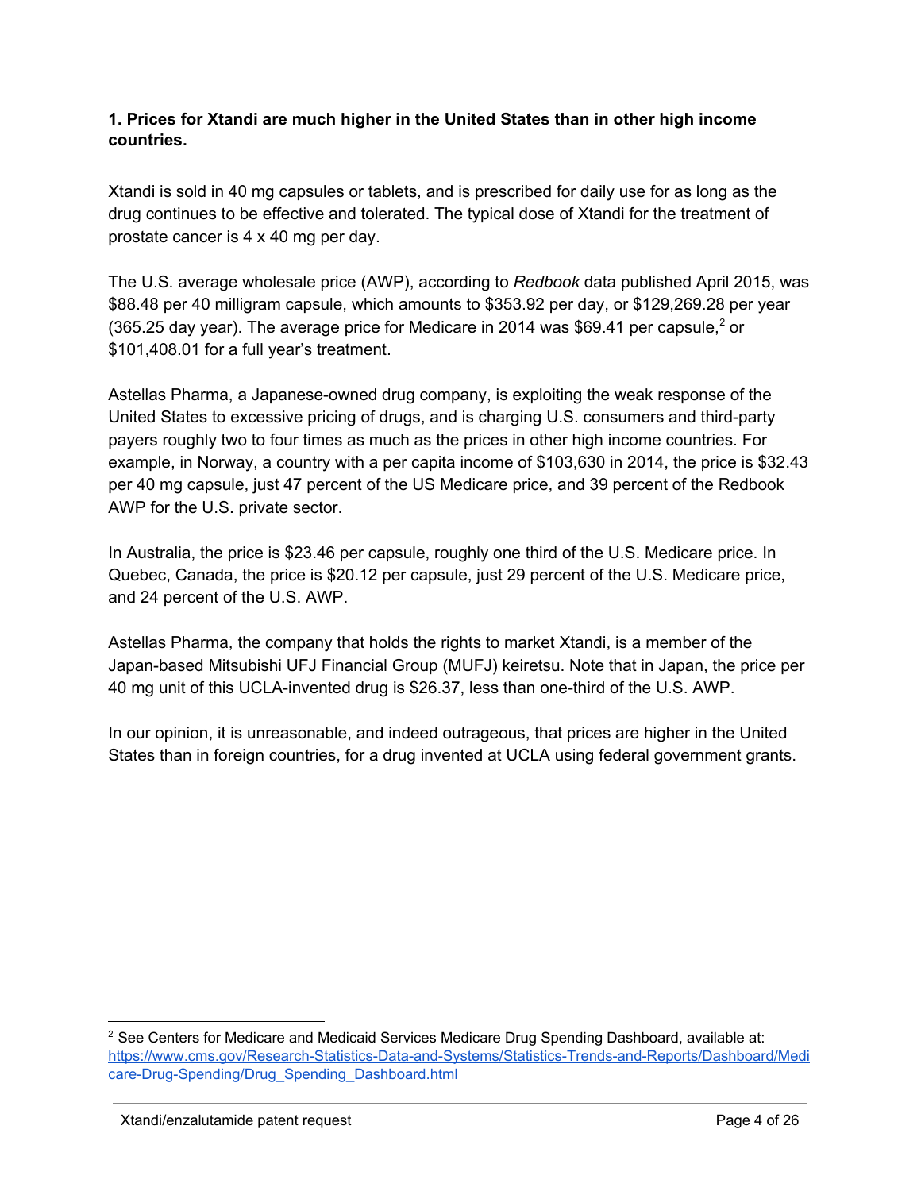**1. Prices for Xtandi are much higher in the United States than in other high income countries.**

Xtandi is sold in 40 mg capsules or tablets, and is prescribed for daily use for as long as the drug continues to be effective and tolerated. The typical dose of Xtandi for the treatment of prostate cancer is 4 x 40 mg per day.

The U.S. average wholesale price (AWP), according to *Redbook* data published April 2015, was $88.48 per 40 milligram capsule, which amounts to $353.92 per day, or $129,269.28 per year (365.25 day year). The average price for Medicare in 2014 was $69.41 per capsule,[2] or $101,408.01 for a full year's treatment.

Astellas Pharma, a Japanese-owned drug company, is exploiting the weak response of the United States to excessive pricing of drugs, and is charging U.S. consumers and third-party payers roughly two to four times as much as the prices in other high income countries. For example, in Norway, a country with a per capita income of $103,630 in 2014, the price is $32.43 per 40 mg capsule, just 47 percent of the US Medicare price, and 39 percent of the Redbook AWP for the U.S. private sector.

In Australia, the price is $23.46 per capsule, roughly one third of the U.S. Medicare price. In Quebec, Canada, the price is $20.12 per capsule, just 29 percent of the U.S. Medicare price, and 24 percent of the U.S. AWP.

Astellas Pharma, the company that holds the rights to market Xtandi, is a member of the Japan-based Mitsubishi UFJ Financial Group (MUFJ) keiretsu. Note that in Japan, the price per 40 mg unit of this UCLA-invented drug is $26.37, less than one-third of the U.S. AWP.

In our opinion, it is unreasonable, and indeed outrageous, that prices are higher in the United States than in foreign countries, for a drug invented at UCLA using federal government grants.

---

[2] See Centers for Medicare and Medicaid Services Medicare Drug Spending Dashboard, available at: https://www.cms.gov/Research-Statistics-Data-and-Systems/Statistics-Trends-and-Reports/Dashboard/Medicare-Drug-Spending/Drug_Spending_Dashboard.html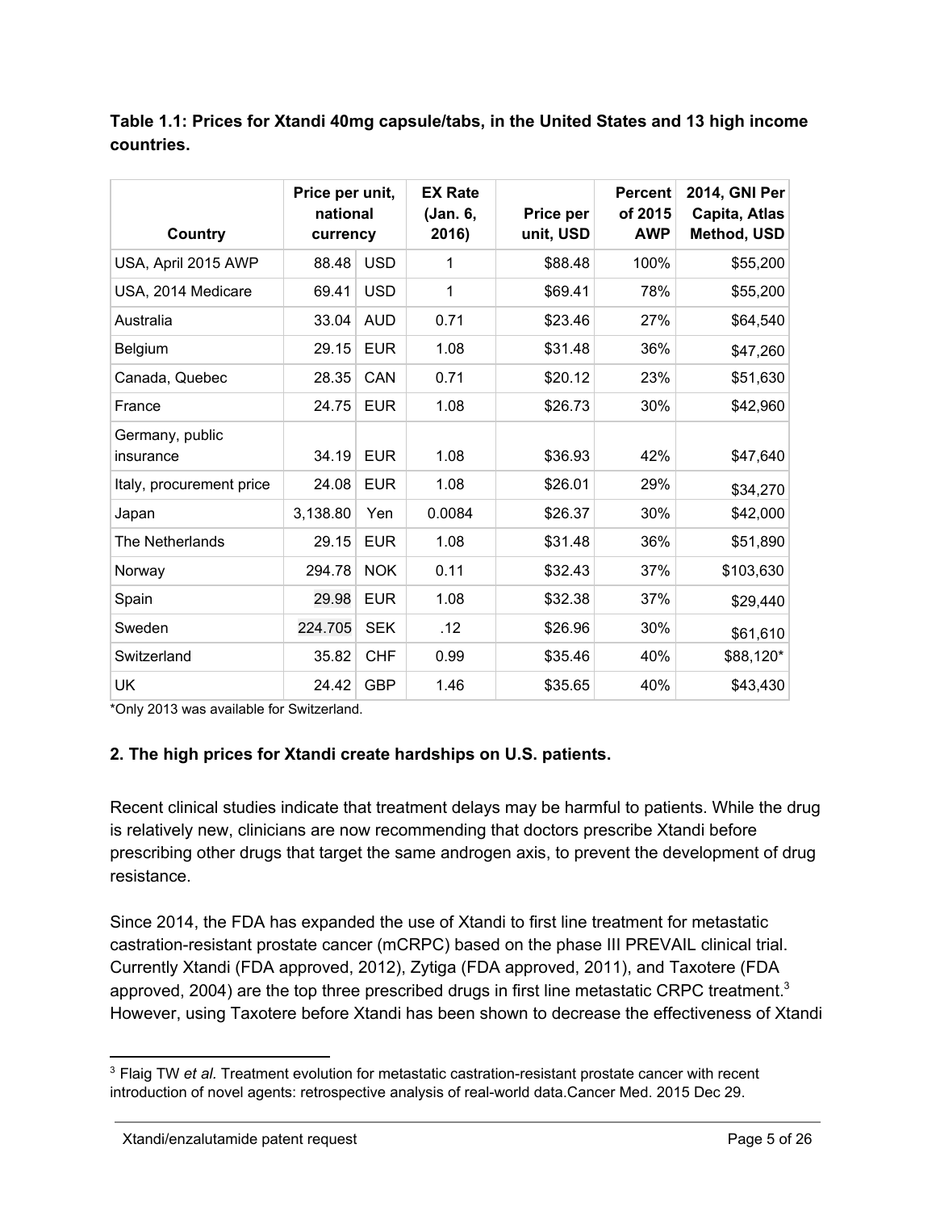**Table 1.1: Prices for Xtandi 40mg capsule/tabs, in the United States and 13 high income countries.**

| Country | Price per unit, national currency | | EX Rate (Jan. 6, 2016) | Price per unit, USD | Percent of 2015 AWP | 2014, GNI Per Capita, Atlas Method, USD |
|---|---|---|---|---|---|---|
| USA, April 2015 AWP | 88.48 | USD | 1 | $88.48 | 100% | $55,200 |
| USA, 2014 Medicare | 69.41 | USD | 1 | $69.41 | 78% | $55,200 |
| Australia | 33.04 | AUD | 0.71 | $23.46 | 27% | $64,540 |
| Belgium | 29.15 | EUR | 1.08 | $31.48 | 36% | $47,260 |
| Canada, Quebec | 28.35 | CAN | 0.71 | $20.12 | 23% | $51,630 |
| France | 24.75 | EUR | 1.08 | $26.73 | 30% | $42,960 |
| Germany, public insurance | 34.19 | EUR | 1.08 | $36.93 | 42% | $47,640 |
| Italy, procurement price | 24.08 | EUR | 1.08 | $26.01 | 29% | $34,270 |
| Japan | 3,138.80 | Yen | 0.0084 | $26.37 | 30% | $42,000 |
| The Netherlands | 29.15 | EUR | 1.08 | $31.48 | 36% | $51,890 |
| Norway | 294.78 | NOK | 0.11 | $32.43 | 37% | $103,630 |
| Spain | 29.98 | EUR | 1.08 | $32.38 | 37% | $29,440 |
| Sweden | 224.705 | SEK | .12 | $26.96 | 30% | $61,610 |
| Switzerland | 35.82 | CHF | 0.99 | $35.46 | 40% | $88,120* |
| UK | 24.42 | GBP | 1.46 | $35.65 | 40% | $43,430 |

*Only 2013 was available for Switzerland.

### 2. The high prices for Xtandi create hardships on U.S. patients.

Recent clinical studies indicate that treatment delays may be harmful to patients. While the drug is relatively new, clinicians are now recommending that doctors prescribe Xtandi before prescribing other drugs that target the same androgen axis, to prevent the development of drug resistance.

Since 2014, the FDA has expanded the use of Xtandi to first line treatment for metastatic castration-resistant prostate cancer (mCRPC) based on the phase III PREVAIL clinical trial. Currently Xtandi (FDA approved, 2012), Zytiga (FDA approved, 2011), and Taxotere (FDA approved, 2004) are the top three prescribed drugs in first line metastatic CRPC treatment.[3] However, using Taxotere before Xtandi has been shown to decrease the effectiveness of Xtandi

[3] Flaig TW *et al.* Treatment evolution for metastatic castration-resistant prostate cancer with recent introduction of novel agents: retrospective analysis of real-world data.Cancer Med. 2015 Dec 29.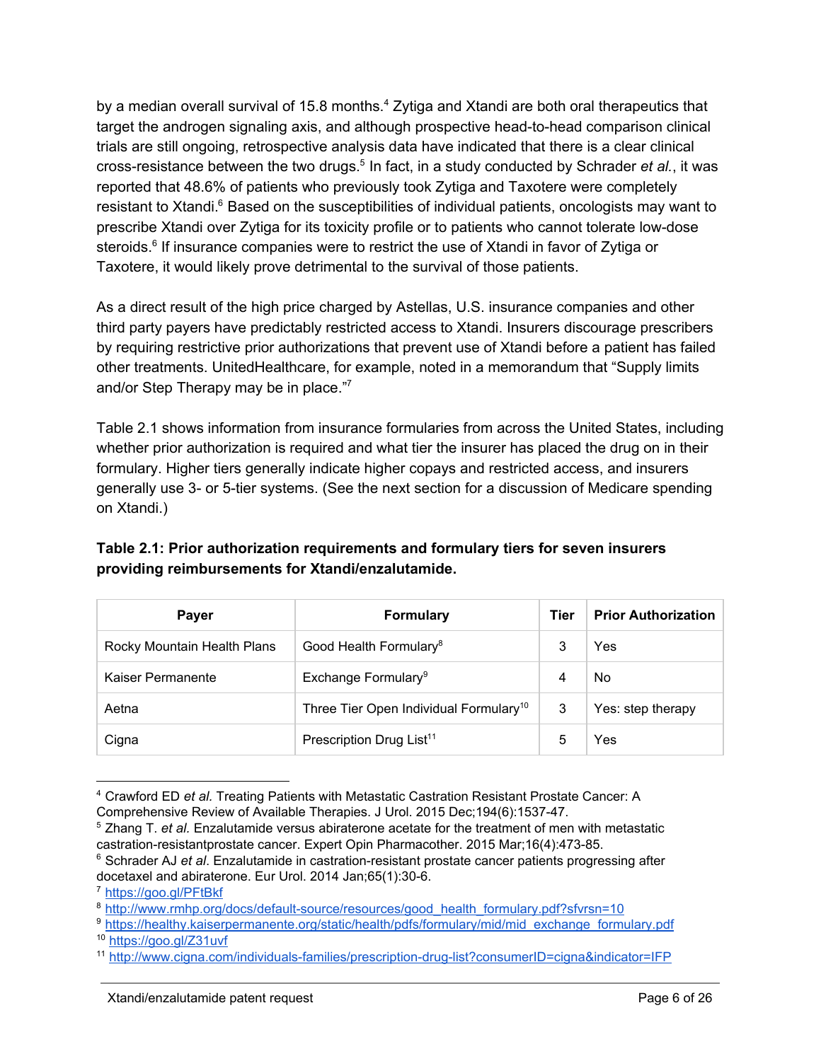by a median overall survival of 15.8 months.[4] Zytiga and Xtandi are both oral therapeutics that target the androgen signaling axis, and although prospective head-to-head comparison clinical trials are still ongoing, retrospective analysis data have indicated that there is a clear clinical cross-resistance between the two drugs.[5] In fact, in a study conducted by Schrader *et al.*, it was reported that 48.6% of patients who previously took Zytiga and Taxotere were completely resistant to Xtandi.[6] Based on the susceptibilities of individual patients, oncologists may want to prescribe Xtandi over Zytiga for its toxicity profile or to patients who cannot tolerate low-dose steroids.[6] If insurance companies were to restrict the use of Xtandi in favor of Zytiga or Taxotere, it would likely prove detrimental to the survival of those patients.

As a direct result of the high price charged by Astellas, U.S. insurance companies and other third party payers have predictably restricted access to Xtandi. Insurers discourage prescribers by requiring restrictive prior authorizations that prevent use of Xtandi before a patient has failed other treatments. UnitedHealthcare, for example, noted in a memorandum that "Supply limits and/or Step Therapy may be in place."[7]

Table 2.1 shows information from insurance formularies from across the United States, including whether prior authorization is required and what tier the insurer has placed the drug on in their formulary. Higher tiers generally indicate higher copays and restricted access, and insurers generally use 3- or 5-tier systems. (See the next section for a discussion of Medicare spending on Xtandi.)

**Table 2.1: Prior authorization requirements and formulary tiers for seven insurers providing reimbursements for Xtandi/enzalutamide.**

| Payer | Formulary | Tier | Prior Authorization |
|---|---|---|---|
| Rocky Mountain Health Plans | Good Health Formulary[8] | 3 | Yes |
| Kaiser Permanente | Exchange Formulary[9] | 4 | No |
| Aetna | Three Tier Open Individual Formulary[10] | 3 | Yes: step therapy |
| Cigna | Prescription Drug List[11] | 5 | Yes |

[4] Crawford ED *et al.* Treating Patients with Metastatic Castration Resistant Prostate Cancer: A Comprehensive Review of Available Therapies. J Urol. 2015 Dec;194(6):1537-47.

[5] Zhang T. *et al.* Enzalutamide versus abiraterone acetate for the treatment of men with metastatic castration-resistantprostate cancer. Expert Opin Pharmacother. 2015 Mar;16(4):473-85.

[6] Schrader AJ *et al*. Enzalutamide in castration-resistant prostate cancer patients progressing after docetaxel and abiraterone. Eur Urol. 2014 Jan;65(1):30-6.

[7] https://goo.gl/PFtBkf

[8] http://www.rmhp.org/docs/default-source/resources/good_health_formulary.pdf?sfvrsn=10

[9] https://healthy.kaiserpermanente.org/static/health/pdfs/formulary/mid/mid_exchange_formulary.pdf

[10] https://goo.gl/Z31uvf

[11] http://www.cigna.com/individuals-families/prescription-drug-list?consumerID=cigna&indicator=IFP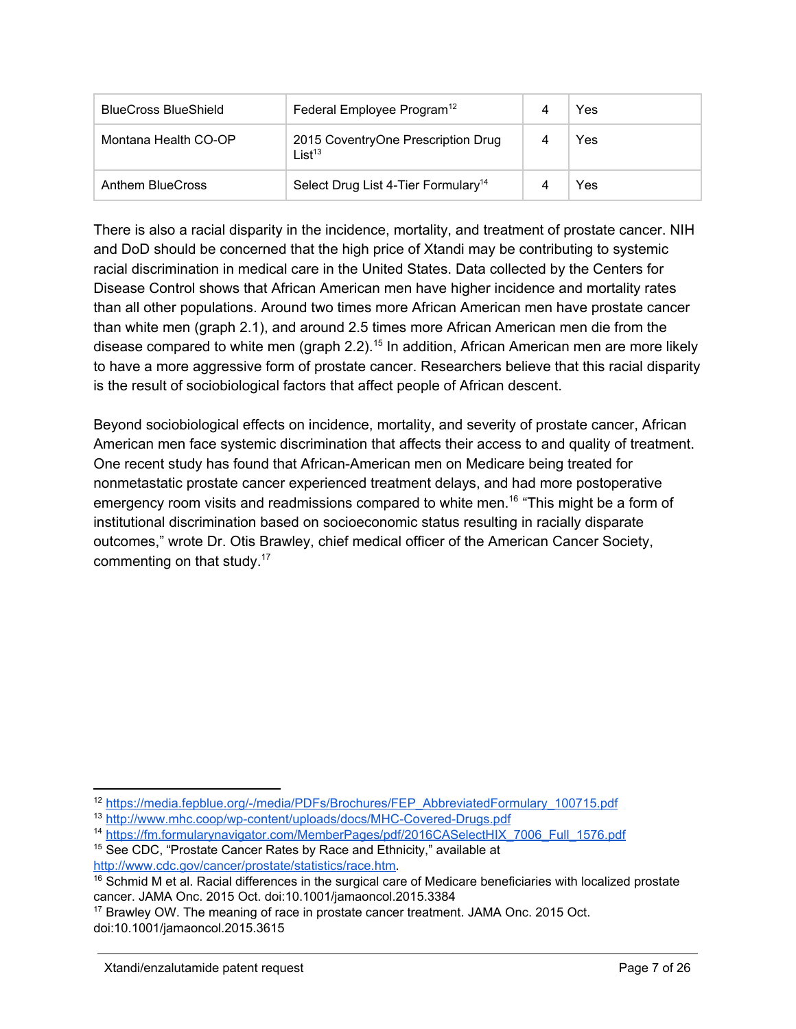| BlueCross BlueShield | Federal Employee Program[12] | 4 | Yes |
|---|---|---|---|
| Montana Health CO-OP | 2015 CoventryOne Prescription Drug List[13] | 4 | Yes |
| Anthem BlueCross | Select Drug List 4-Tier Formulary[14] | 4 | Yes |

There is also a racial disparity in the incidence, mortality, and treatment of prostate cancer. NIH and DoD should be concerned that the high price of Xtandi may be contributing to systemic racial discrimination in medical care in the United States. Data collected by the Centers for Disease Control shows that African American men have higher incidence and mortality rates than all other populations. Around two times more African American men have prostate cancer than white men (graph 2.1), and around 2.5 times more African American men die from the disease compared to white men (graph 2.2).[15] In addition, African American men are more likely to have a more aggressive form of prostate cancer. Researchers believe that this racial disparity is the result of sociobiological factors that affect people of African descent.

Beyond sociobiological effects on incidence, mortality, and severity of prostate cancer, African American men face systemic discrimination that affects their access to and quality of treatment. One recent study has found that African-American men on Medicare being treated for nonmetastatic prostate cancer experienced treatment delays, and had more postoperative emergency room visits and readmissions compared to white men.[16] "This might be a form of institutional discrimination based on socioeconomic status resulting in racially disparate outcomes," wrote Dr. Otis Brawley, chief medical officer of the American Cancer Society, commenting on that study.[17]

---

[12] https://media.fepblue.org/-/media/PDFs/Brochures/FEP_AbbreviatedFormulary_100715.pdf

[13] http://www.mhc.coop/wp-content/uploads/docs/MHC-Covered-Drugs.pdf

[14] https://fm.formularynavigator.com/MemberPages/pdf/2016CASelectHIX_7006_Full_1576.pdf

[15] See CDC, "Prostate Cancer Rates by Race and Ethnicity," available at http://www.cdc.gov/cancer/prostate/statistics/race.htm.

[16] Schmid M et al. Racial differences in the surgical care of Medicare beneficiaries with localized prostate cancer. JAMA Onc. 2015 Oct. doi:10.1001/jamaoncol.2015.3384

[17] Brawley OW. The meaning of race in prostate cancer treatment. JAMA Onc. 2015 Oct. doi:10.1001/jamaoncol.2015.3615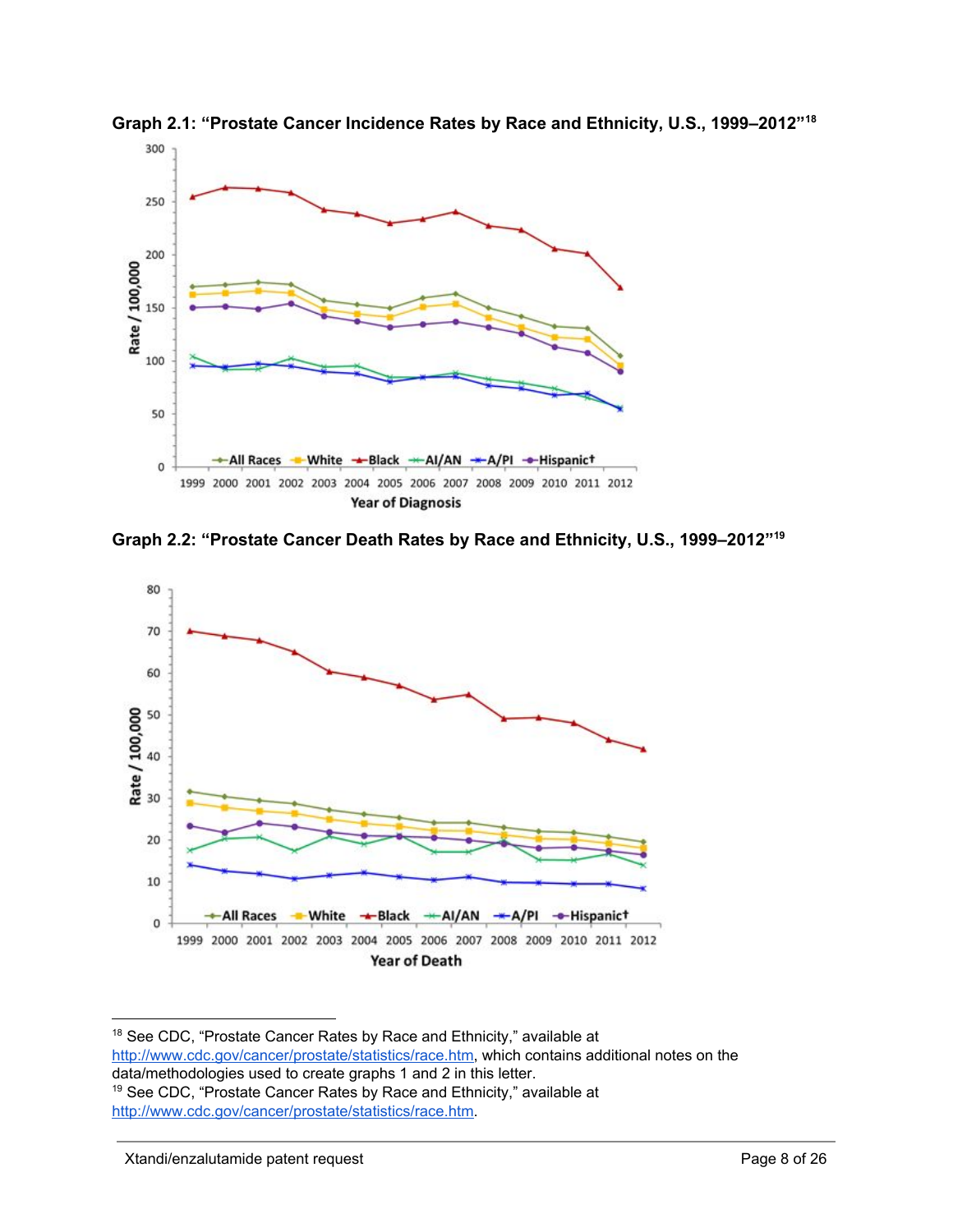**Graph 2.1: "Prostate Cancer Incidence Rates by Race and Ethnicity, U.S., 1999–2012"[18]**

**Graph 2.2: "Prostate Cancer Death Rates by Race and Ethnicity, U.S., 1999–2012"[19]**

---

[18] See CDC, "Prostate Cancer Rates by Race and Ethnicity," available at http://www.cdc.gov/cancer/prostate/statistics/race.htm, which contains additional notes on the data/methodologies used to create graphs 1 and 2 in this letter.

[19] See CDC, "Prostate Cancer Rates by Race and Ethnicity," available at http://www.cdc.gov/cancer/prostate/statistics/race.htm.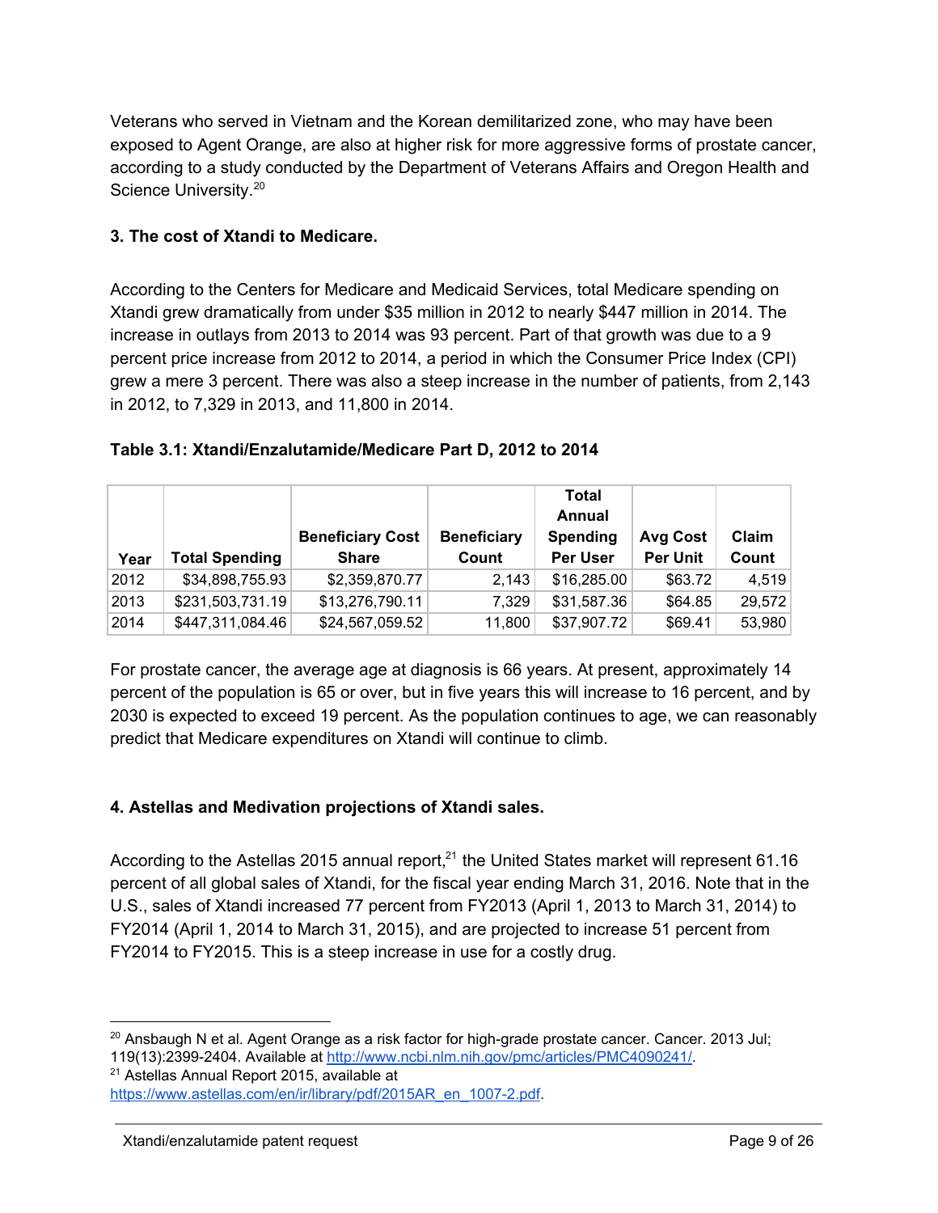Veterans who served in Vietnam and the Korean demilitarized zone, who may have been exposed to Agent Orange, are also at higher risk for more aggressive forms of prostate cancer, according to a study conducted by the Department of Veterans Affairs and Oregon Health and Science University.[20]

### 3. The cost of Xtandi to Medicare.

According to the Centers for Medicare and Medicaid Services, total Medicare spending on Xtandi grew dramatically from under $35 million in 2012 to nearly $447 million in 2014. The increase in outlays from 2013 to 2014 was 93 percent. Part of that growth was due to a 9 percent price increase from 2012 to 2014, a period in which the Consumer Price Index (CPI) grew a mere 3 percent. There was also a steep increase in the number of patients, from 2,143 in 2012, to 7,329 in 2013, and 11,800 in 2014.

**Table 3.1: Xtandi/Enzalutamide/Medicare Part D, 2012 to 2014**

| Year | Total Spending | Beneficiary Cost Share | Beneficiary Count | Total Annual Spending Per User | Avg Cost Per Unit | Claim Count |
|---|---|---|---|---|---|---|
| 2012 | $34,898,755.93 | $2,359,870.77 | 2,143 | $16,285.00 | $63.72 | 4,519 |
| 2013 | $231,503,731.19 | $13,276,790.11 | 7,329 | $31,587.36 | $64.85 | 29,572 |
| 2014 | $447,311,084.46 | $24,567,059.52 | 11,800 | $37,907.72 | $69.41 | 53,980 |

For prostate cancer, the average age at diagnosis is 66 years. At present, approximately 14 percent of the population is 65 or over, but in five years this will increase to 16 percent, and by 2030 is expected to exceed 19 percent. As the population continues to age, we can reasonably predict that Medicare expenditures on Xtandi will continue to climb.

### 4. Astellas and Medivation projections of Xtandi sales.

According to the Astellas 2015 annual report,[21] the United States market will represent 61.16 percent of all global sales of Xtandi, for the fiscal year ending March 31, 2016. Note that in the U.S., sales of Xtandi increased 77 percent from FY2013 (April 1, 2013 to March 31, 2014) to FY2014 (April 1, 2014 to March 31, 2015), and are projected to increase 51 percent from FY2014 to FY2015. This is a steep increase in use for a costly drug.

---

[20] Ansbaugh N et al. Agent Orange as a risk factor for high-grade prostate cancer. Cancer. 2013 Jul; 119(13):2399-2404. Available at http://www.ncbi.nlm.nih.gov/pmc/articles/PMC4090241/.

[21] Astellas Annual Report 2015, available at https://www.astellas.com/en/ir/library/pdf/2015AR_en_1007-2.pdf.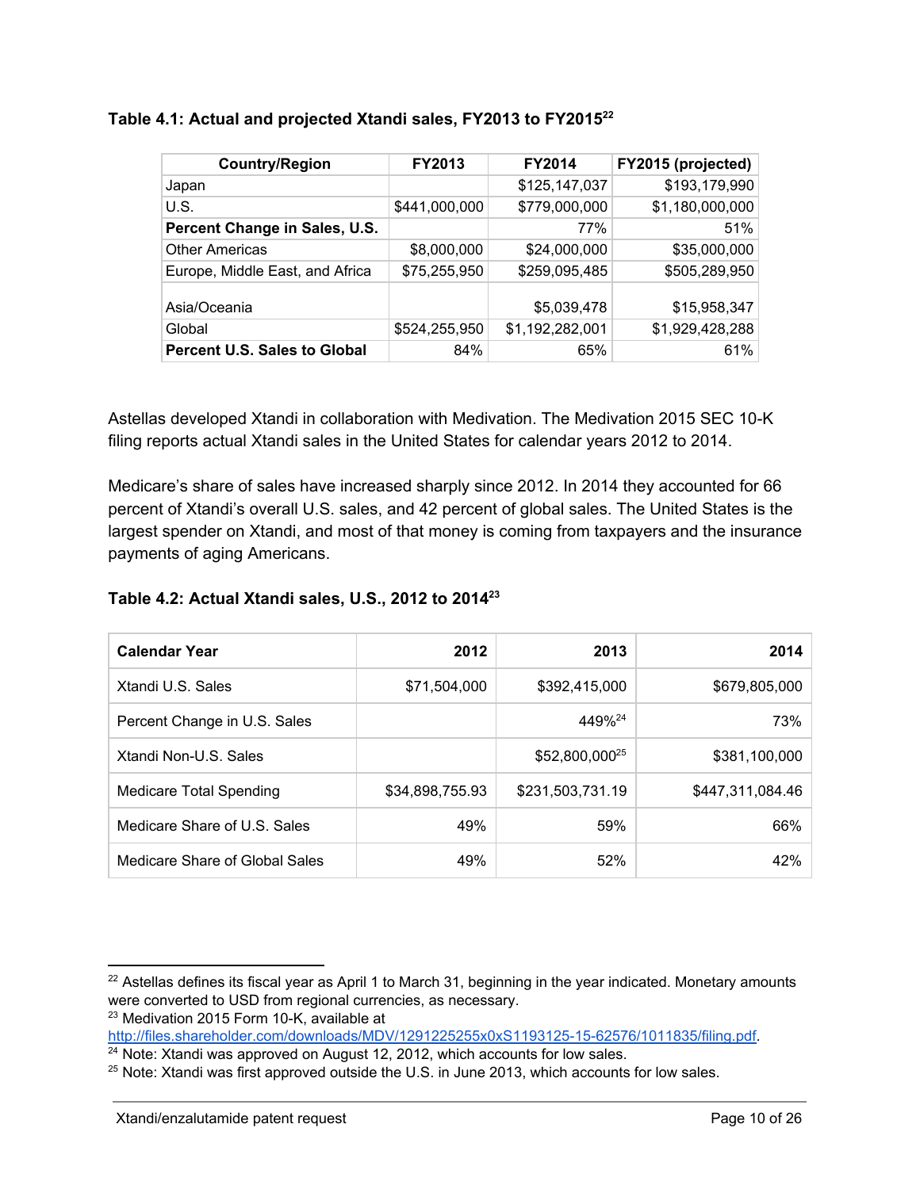**Table 4.1: Actual and projected Xtandi sales, FY2013 to FY2015[22]**

| Country/Region | FY2013 | FY2014 | FY2015 (projected) |
|---|---|---|---|
| Japan | | $125,147,037 | $193,179,990 |
| U.S. | $441,000,000 | $779,000,000 | $1,180,000,000 |
| **Percent Change in Sales, U.S.** | | 77% | 51% |
| Other Americas | $8,000,000 | $24,000,000 | $35,000,000 |
| Europe, Middle East, and Africa | $75,255,950 | $259,095,485 | $505,289,950 |
| Asia/Oceania | | $5,039,478 | $15,958,347 |
| Global | $524,255,950 | $1,192,282,001 | $1,929,428,288 |
| **Percent U.S. Sales to Global** | 84% | 65% | 61% |

Astellas developed Xtandi in collaboration with Medivation. The Medivation 2015 SEC 10-K filing reports actual Xtandi sales in the United States for calendar years 2012 to 2014.

Medicare's share of sales have increased sharply since 2012. In 2014 they accounted for 66 percent of Xtandi's overall U.S. sales, and 42 percent of global sales. The United States is the largest spender on Xtandi, and most of that money is coming from taxpayers and the insurance payments of aging Americans.

**Table 4.2: Actual Xtandi sales, U.S., 2012 to 2014[23]**

| **Calendar Year** | **2012** | **2013** | **2014** |
|---|---|---|---|
| Xtandi U.S. Sales | $71,504,000 | $392,415,000 | $679,805,000 |
| Percent Change in U.S. Sales | | 449%[24] | 73% |
| Xtandi Non-U.S. Sales | | $52,800,000[25] | $381,100,000 |
| Medicare Total Spending | $34,898,755.93 | $231,503,731.19 | $447,311,084.46 |
| Medicare Share of U.S. Sales | 49% | 59% | 66% |
| Medicare Share of Global Sales | 49% | 52% | 42% |

[22] Astellas defines its fiscal year as April 1 to March 31, beginning in the year indicated. Monetary amounts were converted to USD from regional currencies, as necessary.

[23] Medivation 2015 Form 10-K, available at http://files.shareholder.com/downloads/MDV/1291225255x0xS1193125-15-62576/1011835/filing.pdf.

[24] Note: Xtandi was approved on August 12, 2012, which accounts for low sales.

[25] Note: Xtandi was first approved outside the U.S. in June 2013, which accounts for low sales.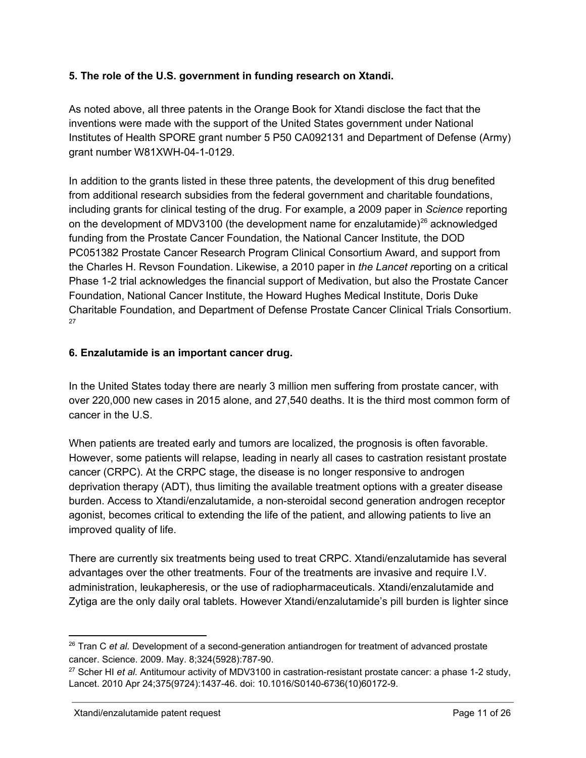**5. The role of the U.S. government in funding research on Xtandi.**

As noted above, all three patents in the Orange Book for Xtandi disclose the fact that the inventions were made with the support of the United States government under National Institutes of Health SPORE grant number 5 P50 CA092131 and Department of Defense (Army) grant number W81XWH-04-1-0129.

In addition to the grants listed in these three patents, the development of this drug benefited from additional research subsidies from the federal government and charitable foundations, including grants for clinical testing of the drug. For example, a 2009 paper in *Science* reporting on the development of MDV3100 (the development name for enzalutamide)[26] acknowledged funding from the Prostate Cancer Foundation, the National Cancer Institute, the DOD PC051382 Prostate Cancer Research Program Clinical Consortium Award, and support from the Charles H. Revson Foundation. Likewise, a 2010 paper in *the Lancet r*eporting on a critical Phase 1-2 trial acknowledges the financial support of Medivation, but also the Prostate Cancer Foundation, National Cancer Institute, the Howard Hughes Medical Institute, Doris Duke Charitable Foundation, and Department of Defense Prostate Cancer Clinical Trials Consortium.[27]

**6. Enzalutamide is an important cancer drug.**

In the United States today there are nearly 3 million men suffering from prostate cancer, with over 220,000 new cases in 2015 alone, and 27,540 deaths. It is the third most common form of cancer in the U.S.

When patients are treated early and tumors are localized, the prognosis is often favorable. However, some patients will relapse, leading in nearly all cases to castration resistant prostate cancer (CRPC). At the CRPC stage, the disease is no longer responsive to androgen deprivation therapy (ADT), thus limiting the available treatment options with a greater disease burden. Access to Xtandi/enzalutamide, a non-steroidal second generation androgen receptor agonist, becomes critical to extending the life of the patient, and allowing patients to live an improved quality of life.

There are currently six treatments being used to treat CRPC. Xtandi/enzalutamide has several advantages over the other treatments. Four of the treatments are invasive and require I.V. administration, leukapheresis, or the use of radiopharmaceuticals. Xtandi/enzalutamide and Zytiga are the only daily oral tablets. However Xtandi/enzalutamide's pill burden is lighter since

---

[26] Tran C *et al.* Development of a second-generation antiandrogen for treatment of advanced prostate cancer. Science. 2009. May. 8;324(5928):787-90.

[27] Scher HI *et al.* Antitumour activity of MDV3100 in castration-resistant prostate cancer: a phase 1-2 study, Lancet. 2010 Apr 24;375(9724):1437-46. doi: 10.1016/S0140-6736(10)60172-9.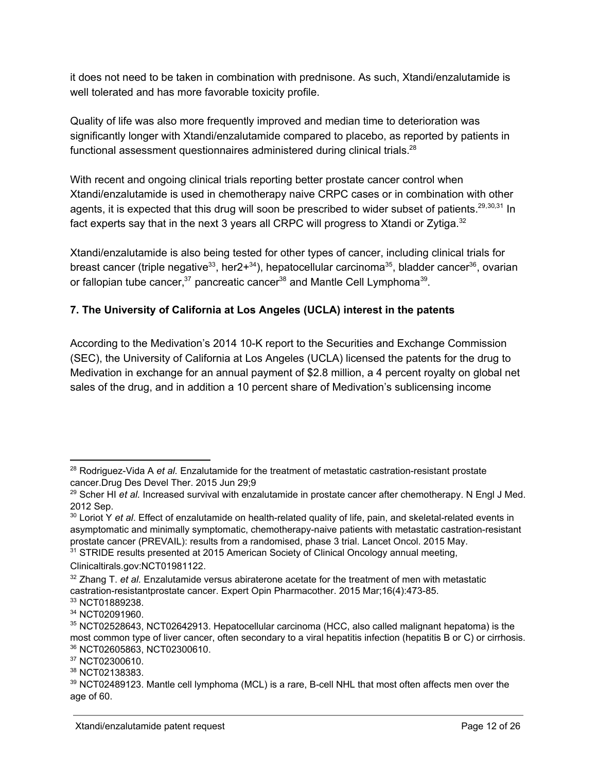it does not need to be taken in combination with prednisone. As such, Xtandi/enzalutamide is well tolerated and has more favorable toxicity profile.

Quality of life was also more frequently improved and median time to deterioration was significantly longer with Xtandi/enzalutamide compared to placebo, as reported by patients in functional assessment questionnaires administered during clinical trials.[28]

With recent and ongoing clinical trials reporting better prostate cancer control when Xtandi/enzalutamide is used in chemotherapy naive CRPC cases or in combination with other agents, it is expected that this drug will soon be prescribed to wider subset of patients.[29,30,31] In fact experts say that in the next 3 years all CRPC will progress to Xtandi or Zytiga.[32]

Xtandi/enzalutamide is also being tested for other types of cancer, including clinical trials for breast cancer (triple negative[33], her2+[34]), hepatocellular carcinoma[35], bladder cancer[36], ovarian or fallopian tube cancer,[37] pancreatic cancer[38] and Mantle Cell Lymphoma[39].

## 7. The University of California at Los Angeles (UCLA) interest in the patents

According to the Medivation's 2014 10-K report to the Securities and Exchange Commission (SEC), the University of California at Los Angeles (UCLA) licensed the patents for the drug to Medivation in exchange for an annual payment of $2.8 million, a 4 percent royalty on global net sales of the drug, and in addition a 10 percent share of Medivation's sublicensing income

---

[28] Rodriguez-Vida A *et al.* Enzalutamide for the treatment of metastatic castration-resistant prostate cancer.Drug Des Devel Ther. 2015 Jun 29;9

[29] Scher HI *et al.* Increased survival with enzalutamide in prostate cancer after chemotherapy. N Engl J Med. 2012 Sep.

[30] Loriot Y *et al*. Effect of enzalutamide on health-related quality of life, pain, and skeletal-related events in asymptomatic and minimally symptomatic, chemotherapy-naive patients with metastatic castration-resistant prostate cancer (PREVAIL): results from a randomised, phase 3 trial. Lancet Oncol. 2015 May.

[31] STRIDE results presented at 2015 American Society of Clinical Oncology annual meeting, Clinicaltirals.gov:NCT01981122.

[32] Zhang T. *et al.* Enzalutamide versus abiraterone acetate for the treatment of men with metastatic castration-resistantprostate cancer. Expert Opin Pharmacother. 2015 Mar;16(4):473-85.

[33] NCT01889238.

[34] NCT02091960.

[35] NCT02528643, NCT02642913. Hepatocellular carcinoma (HCC, also called malignant hepatoma) is the most common type of liver cancer, often secondary to a viral hepatitis infection (hepatitis B or C) or cirrhosis.

[36] NCT02605863, NCT02300610.

[37] NCT02300610.

[38] NCT02138383.

[39] NCT02489123. Mantle cell lymphoma (MCL) is a rare, B-cell NHL that most often affects men over the age of 60.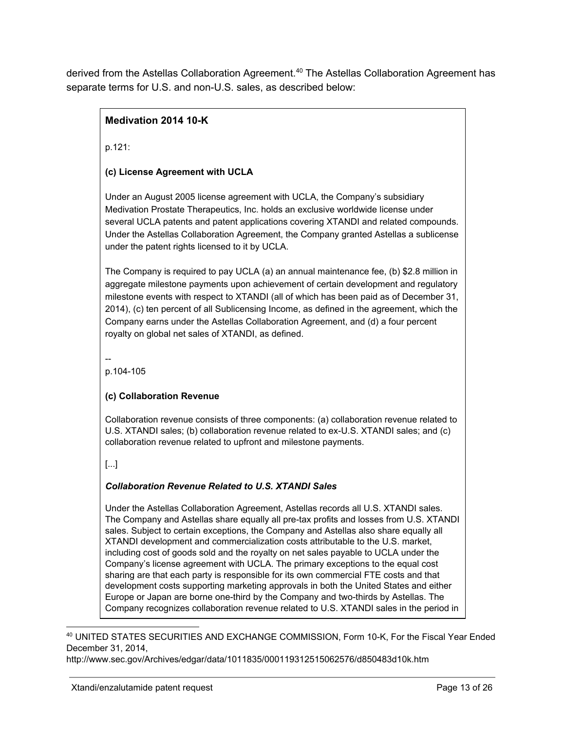derived from the Astellas Collaboration Agreement.[40] The Astellas Collaboration Agreement has separate terms for U.S. and non-U.S. sales, as described below:

> **Medivation 2014 10-K**
>
> p.121:
>
> **(c) License Agreement with UCLA**
>
> Under an August 2005 license agreement with UCLA, the Company's subsidiary Medivation Prostate Therapeutics, Inc. holds an exclusive worldwide license under several UCLA patents and patent applications covering XTANDI and related compounds. Under the Astellas Collaboration Agreement, the Company granted Astellas a sublicense under the patent rights licensed to it by UCLA.
>
> The Company is required to pay UCLA (a) an annual maintenance fee, (b) $2.8 million in aggregate milestone payments upon achievement of certain development and regulatory milestone events with respect to XTANDI (all of which has been paid as of December 31, 2014), (c) ten percent of all Sublicensing Income, as defined in the agreement, which the Company earns under the Astellas Collaboration Agreement, and (d) a four percent royalty on global net sales of XTANDI, as defined.
>
> --
>
> p.104-105
>
> **(c) Collaboration Revenue**
>
> Collaboration revenue consists of three components: (a) collaboration revenue related to U.S. XTANDI sales; (b) collaboration revenue related to ex-U.S. XTANDI sales; and (c) collaboration revenue related to upfront and milestone payments.
>
> [...]
>
> ***Collaboration Revenue Related to U.S. XTANDI Sales***
>
> Under the Astellas Collaboration Agreement, Astellas records all U.S. XTANDI sales. The Company and Astellas share equally all pre-tax profits and losses from U.S. XTANDI sales. Subject to certain exceptions, the Company and Astellas also share equally all XTANDI development and commercialization costs attributable to the U.S. market, including cost of goods sold and the royalty on net sales payable to UCLA under the Company's license agreement with UCLA. The primary exceptions to the equal cost sharing are that each party is responsible for its own commercial FTE costs and that development costs supporting marketing approvals in both the United States and either Europe or Japan are borne one-third by the Company and two-thirds by Astellas. The Company recognizes collaboration revenue related to U.S. XTANDI sales in the period in

[40] UNITED STATES SECURITIES AND EXCHANGE COMMISSION, Form 10-K, For the Fiscal Year Ended December 31, 2014, http://www.sec.gov/Archives/edgar/data/1011835/000119312515062576/d850483d10k.htm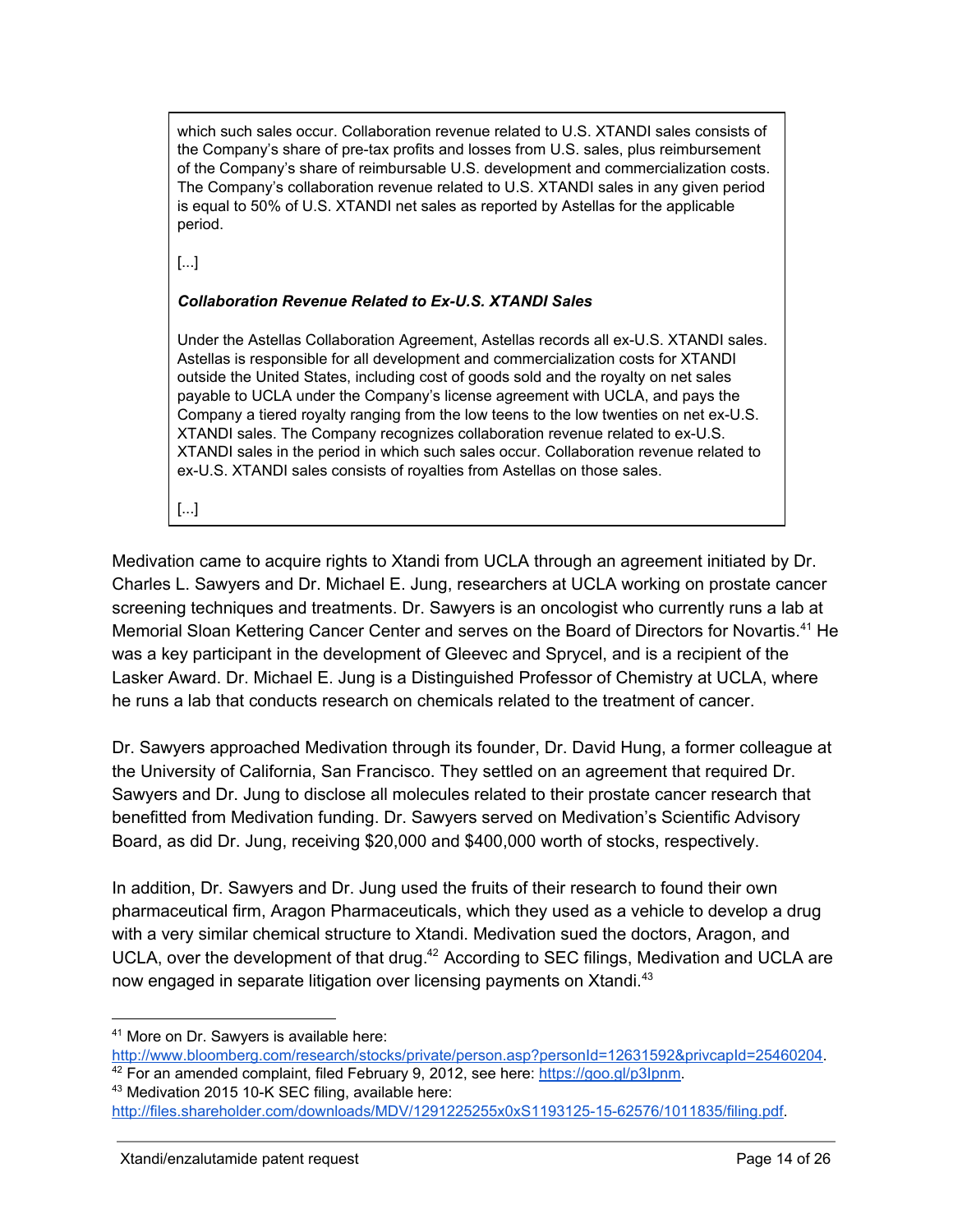> which such sales occur. Collaboration revenue related to U.S. XTANDI sales consists of the Company's share of pre-tax profits and losses from U.S. sales, plus reimbursement of the Company's share of reimbursable U.S. development and commercialization costs. The Company's collaboration revenue related to U.S. XTANDI sales in any given period is equal to 50% of U.S. XTANDI net sales as reported by Astellas for the applicable period.
>
> [...]
>
> ***Collaboration Revenue Related to Ex-U.S. XTANDI Sales***
>
> Under the Astellas Collaboration Agreement, Astellas records all ex-U.S. XTANDI sales. Astellas is responsible for all development and commercialization costs for XTANDI outside the United States, including cost of goods sold and the royalty on net sales payable to UCLA under the Company's license agreement with UCLA, and pays the Company a tiered royalty ranging from the low teens to the low twenties on net ex-U.S. XTANDI sales. The Company recognizes collaboration revenue related to ex-U.S. XTANDI sales in the period in which such sales occur. Collaboration revenue related to ex-U.S. XTANDI sales consists of royalties from Astellas on those sales.
>
> [...]

Medivation came to acquire rights to Xtandi from UCLA through an agreement initiated by Dr. Charles L. Sawyers and Dr. Michael E. Jung, researchers at UCLA working on prostate cancer screening techniques and treatments. Dr. Sawyers is an oncologist who currently runs a lab at Memorial Sloan Kettering Cancer Center and serves on the Board of Directors for Novartis.[41] He was a key participant in the development of Gleevec and Sprycel, and is a recipient of the Lasker Award. Dr. Michael E. Jung is a Distinguished Professor of Chemistry at UCLA, where he runs a lab that conducts research on chemicals related to the treatment of cancer.

Dr. Sawyers approached Medivation through its founder, Dr. David Hung, a former colleague at the University of California, San Francisco. They settled on an agreement that required Dr. Sawyers and Dr. Jung to disclose all molecules related to their prostate cancer research that benefitted from Medivation funding. Dr. Sawyers served on Medivation's Scientific Advisory Board, as did Dr. Jung, receiving $20,000 and $400,000 worth of stocks, respectively.

In addition, Dr. Sawyers and Dr. Jung used the fruits of their research to found their own pharmaceutical firm, Aragon Pharmaceuticals, which they used as a vehicle to develop a drug with a very similar chemical structure to Xtandi. Medivation sued the doctors, Aragon, and UCLA, over the development of that drug.[42] According to SEC filings, Medivation and UCLA are now engaged in separate litigation over licensing payments on Xtandi.[43]

---

[41] More on Dr. Sawyers is available here: http://www.bloomberg.com/research/stocks/private/person.asp?personId=12631592&privcapId=25460204.

[42] For an amended complaint, filed February 9, 2012, see here: https://goo.gl/p3lpnm.

[43] Medivation 2015 10-K SEC filing, available here: http://files.shareholder.com/downloads/MDV/1291225255x0xS1193125-15-62576/1011835/filing.pdf.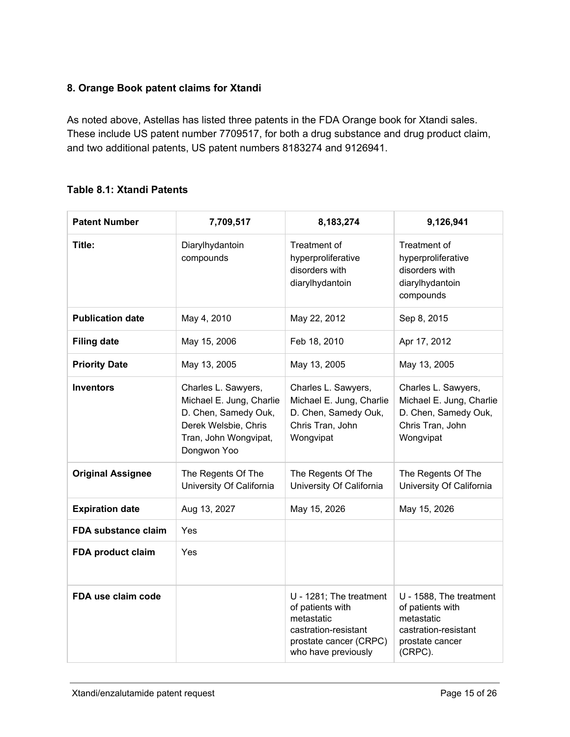## 8. Orange Book patent claims for Xtandi

As noted above, Astellas has listed three patents in the FDA Orange book for Xtandi sales. These include US patent number 7709517, for both a drug substance and drug product claim, and two additional patents, US patent numbers 8183274 and 9126941.

### Table 8.1: Xtandi Patents

| Patent Number | 7,709,517 | 8,183,274 | 9,126,941 |
|---|---|---|---|
| **Title:** | Diarylhydantoin compounds | Treatment of hyperproliferative disorders with diarylhydantoin | Treatment of hyperproliferative disorders with diarylhydantoin compounds |
| **Publication date** | May 4, 2010 | May 22, 2012 | Sep 8, 2015 |
| **Filing date** | May 15, 2006 | Feb 18, 2010 | Apr 17, 2012 |
| **Priority Date** | May 13, 2005 | May 13, 2005 | May 13, 2005 |
| **Inventors** | Charles L. Sawyers, Michael E. Jung, Charlie D. Chen, Samedy Ouk, Derek Welsbie, Chris Tran, John Wongvipat, Dongwon Yoo | Charles L. Sawyers, Michael E. Jung, Charlie D. Chen, Samedy Ouk, Chris Tran, John Wongvipat | Charles L. Sawyers, Michael E. Jung, Charlie D. Chen, Samedy Ouk, Chris Tran, John Wongvipat |
| **Original Assignee** | The Regents Of The University Of California | The Regents Of The University Of California | The Regents Of The University Of California |
| **Expiration date** | Aug 13, 2027 | May 15, 2026 | May 15, 2026 |
| **FDA substance claim** | Yes | | |
| **FDA product claim** | Yes | | |
| **FDA use claim code** | | U - 1281; The treatment of patients with metastatic castration-resistant prostate cancer (CRPC) who have previously | U - 1588, The treatment of patients with metastatic castration-resistant prostate cancer (CRPC). |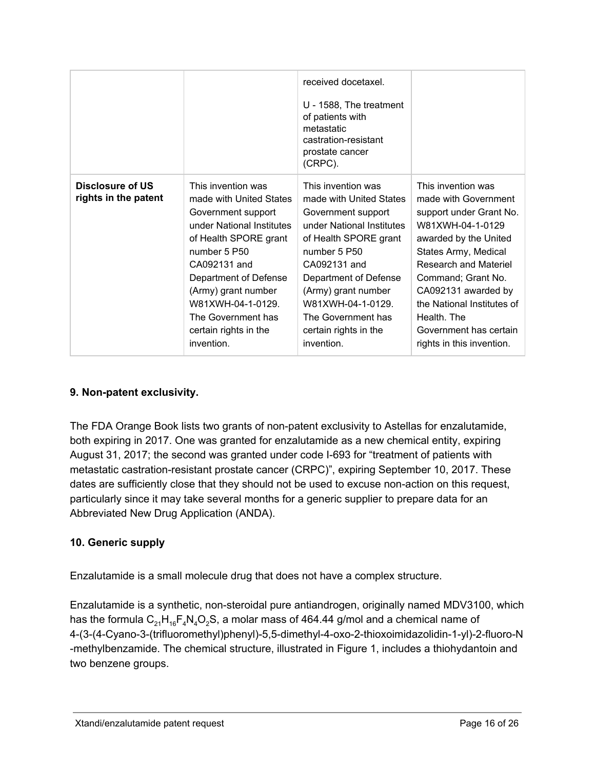|  |  |  |  |
|---|---|---|---|
|  |  | received docetaxel.<br><br>U - 1588, The treatment of patients with metastatic castration-resistant prostate cancer (CRPC). |  |
| **Disclosure of US rights in the patent** | This invention was made with United States Government support under National Institutes of Health SPORE grant number 5 P50 CA092131 and Department of Defense (Army) grant number W81XWH-04-1-0129. The Government has certain rights in the invention. | This invention was made with United States Government support under National Institutes of Health SPORE grant number 5 P50 CA092131 and Department of Defense (Army) grant number W81XWH-04-1-0129. The Government has certain rights in the invention. | This invention was made with Government support under Grant No. W81XWH-04-1-0129 awarded by the United States Army, Medical Research and Materiel Command; Grant No. CA092131 awarded by the National Institutes of Health. The Government has certain rights in this invention. |

### 9. Non-patent exclusivity.

The FDA Orange Book lists two grants of non-patent exclusivity to Astellas for enzalutamide, both expiring in 2017. One was granted for enzalutamide as a new chemical entity, expiring August 31, 2017; the second was granted under code I-693 for "treatment of patients with metastatic castration-resistant prostate cancer (CRPC)", expiring September 10, 2017. These dates are sufficiently close that they should not be used to excuse non-action on this request, particularly since it may take several months for a generic supplier to prepare data for an Abbreviated New Drug Application (ANDA).

### 10. Generic supply

Enzalutamide is a small molecule drug that does not have a complex structure.

Enzalutamide is a synthetic, non-steroidal pure antiandrogen, originally named MDV3100, which has the formula $C_{21}H_{16}F_4N_4O_2S$, a molar mass of 464.44 g/mol and a chemical name of 4-(3-(4-Cyano-3-(trifluoromethyl)phenyl)-5,5-dimethyl-4-oxo-2-thioxoimidazolidin-1-yl)-2-fluoro-N-methylbenzamide. The chemical structure, illustrated in Figure 1, includes a thiohydantoin and two benzene groups.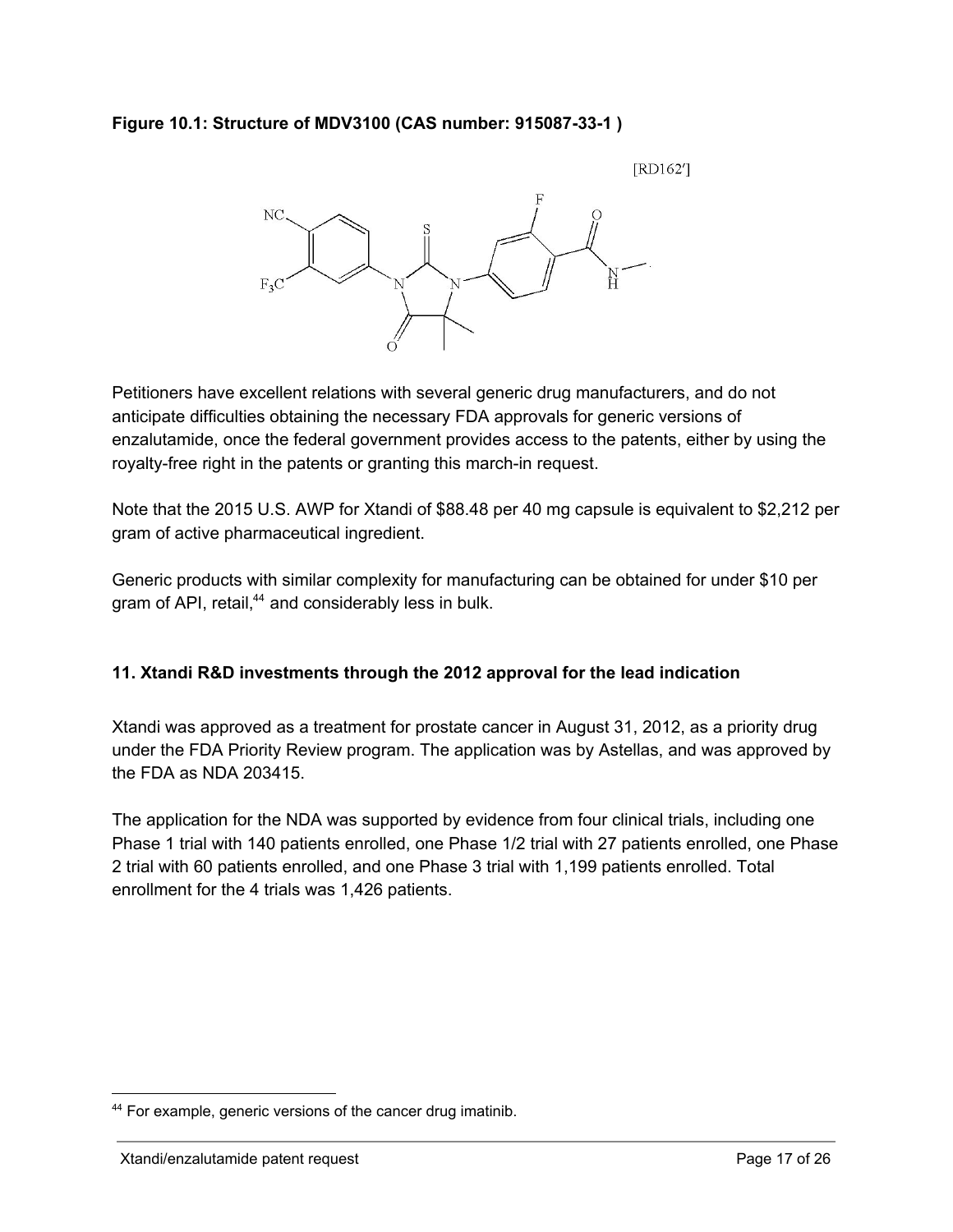**Figure 10.1: Structure of MDV3100 (CAS number: 915087-33-1 )**

Petitioners have excellent relations with several generic drug manufacturers, and do not anticipate difficulties obtaining the necessary FDA approvals for generic versions of enzalutamide, once the federal government provides access to the patents, either by using the royalty-free right in the patents or granting this march-in request.

Note that the 2015 U.S. AWP for Xtandi of $88.48 per 40 mg capsule is equivalent to $2,212 per gram of active pharmaceutical ingredient.

Generic products with similar complexity for manufacturing can be obtained for under $10 per gram of API, retail,[44] and considerably less in bulk.

### 11. Xtandi R&D investments through the 2012 approval for the lead indication

Xtandi was approved as a treatment for prostate cancer in August 31, 2012, as a priority drug under the FDA Priority Review program. The application was by Astellas, and was approved by the FDA as NDA 203415.

The application for the NDA was supported by evidence from four clinical trials, including one Phase 1 trial with 140 patients enrolled, one Phase 1/2 trial with 27 patients enrolled, one Phase 2 trial with 60 patients enrolled, and one Phase 3 trial with 1,199 patients enrolled. Total enrollment for the 4 trials was 1,426 patients.

---

[44] For example, generic versions of the cancer drug imatinib.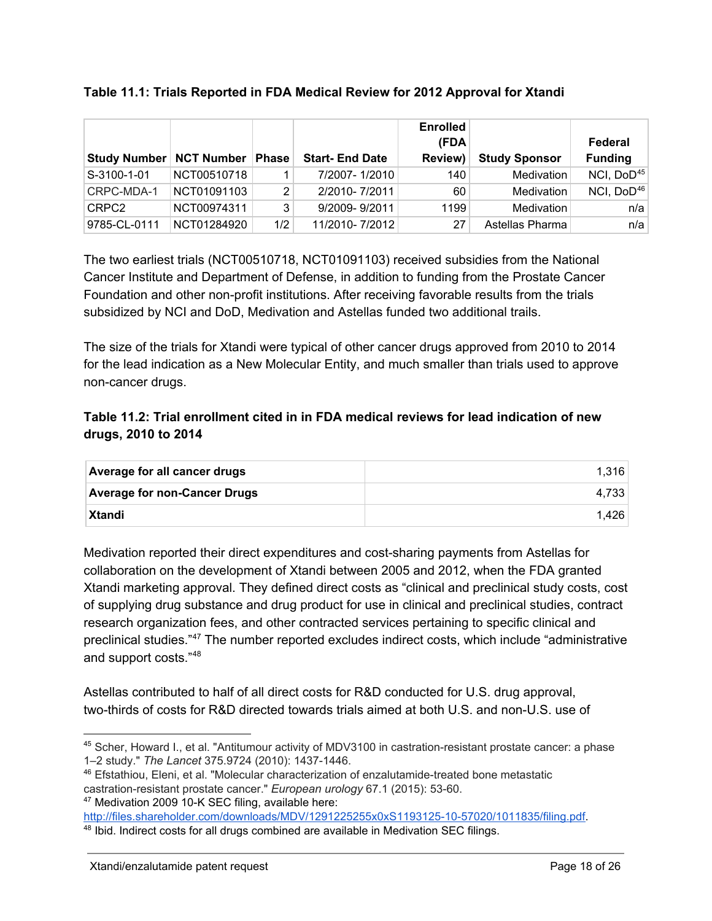**Table 11.1: Trials Reported in FDA Medical Review for 2012 Approval for Xtandi**

| Study Number | NCT Number | Phase | Start- End Date | Enrolled (FDA Review) | Study Sponsor | Federal Funding |
|---|---|---|---|---|---|---|
| S-3100-1-01 | NCT00510718 | 1 | 7/2007- 1/2010 | 140 | Medivation | NCI, DoD[45] |
| CRPC-MDA-1 | NCT01091103 | 2 | 2/2010- 7/2011 | 60 | Medivation | NCI, DoD[46] |
| CRPC2 | NCT00974311 | 3 | 9/2009- 9/2011 | 1199 | Medivation | n/a |
| 9785-CL-0111 | NCT01284920 | 1/2 | 11/2010- 7/2012 | 27 | Astellas Pharma | n/a |

The two earliest trials (NCT00510718, NCT01091103) received subsidies from the National Cancer Institute and Department of Defense, in addition to funding from the Prostate Cancer Foundation and other non-profit institutions. After receiving favorable results from the trials subsidized by NCI and DoD, Medivation and Astellas funded two additional trails.

The size of the trials for Xtandi were typical of other cancer drugs approved from 2010 to 2014 for the lead indication as a New Molecular Entity, and much smaller than trials used to approve non-cancer drugs.

**Table 11.2: Trial enrollment cited in in FDA medical reviews for lead indication of new drugs, 2010 to 2014**

| | |
|---|---|
| **Average for all cancer drugs** | 1,316 |
| **Average for non-Cancer Drugs** | 4,733 |
| **Xtandi** | 1,426 |

Medivation reported their direct expenditures and cost-sharing payments from Astellas for collaboration on the development of Xtandi between 2005 and 2012, when the FDA granted Xtandi marketing approval. They defined direct costs as "clinical and preclinical study costs, cost of supplying drug substance and drug product for use in clinical and preclinical studies, contract research organization fees, and other contracted services pertaining to specific clinical and preclinical studies."[47] The number reported excludes indirect costs, which include "administrative and support costs."[48]

Astellas contributed to half of all direct costs for R&D conducted for U.S. drug approval, two-thirds of costs for R&D directed towards trials aimed at both U.S. and non-U.S. use of

---

[45] Scher, Howard I., et al. "Antitumour activity of MDV3100 in castration-resistant prostate cancer: a phase 1–2 study." *The Lancet* 375.9724 (2010): 1437-1446.

[46] Efstathiou, Eleni, et al. "Molecular characterization of enzalutamide-treated bone metastatic castration-resistant prostate cancer." *European urology* 67.1 (2015): 53-60.

[47] Medivation 2009 10-K SEC filing, available here: http://files.shareholder.com/downloads/MDV/1291225255x0xS1193125-10-57020/1011835/filing.pdf.

[48] Ibid. Indirect costs for all drugs combined are available in Medivation SEC filings.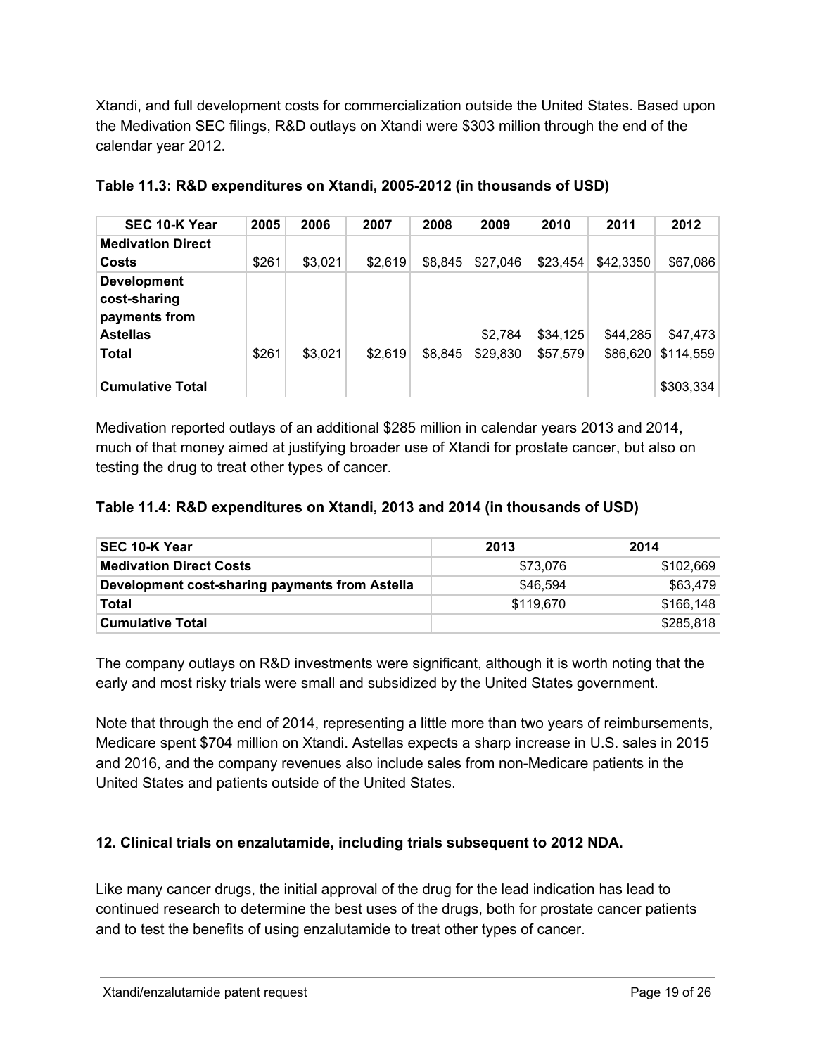Xtandi, and full development costs for commercialization outside the United States. Based upon the Medivation SEC filings, R&D outlays on Xtandi were $303 million through the end of the calendar year 2012.

**Table 11.3: R&D expenditures on Xtandi, 2005-2012 (in thousands of USD)**

| SEC 10-K Year | 2005 | 2006 | 2007 | 2008 | 2009 | 2010 | 2011 | 2012 |
|---|---|---|---|---|---|---|---|---|
| **Medivation Direct Costs** | $261 | $3,021 | $2,619 | $8,845 | $27,046 | $23,454 | $42,3350 | $67,086 |
| **Development cost-sharing payments from Astellas** | | | | | $2,784 | $34,125 | $44,285 | $47,473 |
| **Total** | $261 | $3,021 | $2,619 | $8,845 | $29,830 | $57,579 | $86,620 | $114,559 |
| **Cumulative Total** | | | | | | | | $303,334 |

Medivation reported outlays of an additional $285 million in calendar years 2013 and 2014, much of that money aimed at justifying broader use of Xtandi for prostate cancer, but also on testing the drug to treat other types of cancer.

**Table 11.4: R&D expenditures on Xtandi, 2013 and 2014 (in thousands of USD)**

| SEC 10-K Year | 2013 | 2014 |
|---|---|---|
| **Medivation Direct Costs** | $73,076 | $102,669 |
| **Development cost-sharing payments from Astella** | $46,594 | $63,479 |
| **Total** | $119,670 | $166,148 |
| **Cumulative Total** | | $285,818 |

The company outlays on R&D investments were significant, although it is worth noting that the early and most risky trials were small and subsidized by the United States government.

Note that through the end of 2014, representing a little more than two years of reimbursements, Medicare spent $704 million on Xtandi. Astellas expects a sharp increase in U.S. sales in 2015 and 2016, and the company revenues also include sales from non-Medicare patients in the United States and patients outside of the United States.

## 12. Clinical trials on enzalutamide, including trials subsequent to 2012 NDA.

Like many cancer drugs, the initial approval of the drug for the lead indication has lead to continued research to determine the best uses of the drugs, both for prostate cancer patients and to test the benefits of using enzalutamide to treat other types of cancer.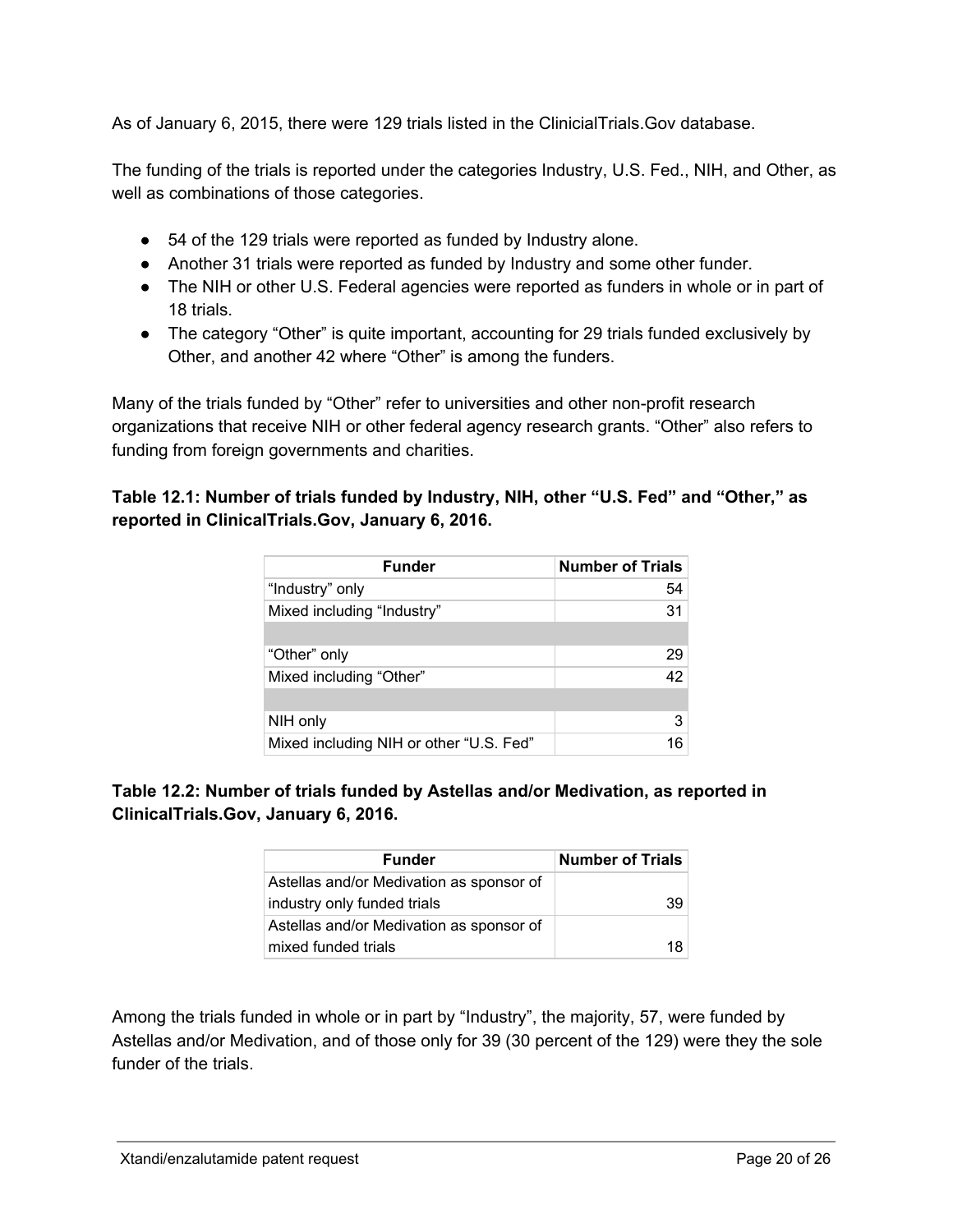As of January 6, 2015, there were 129 trials listed in the ClinicialTrials.Gov database.

The funding of the trials is reported under the categories Industry, U.S. Fed., NIH, and Other, as well as combinations of those categories.

- 54 of the 129 trials were reported as funded by Industry alone.
- Another 31 trials were reported as funded by Industry and some other funder.
- The NIH or other U.S. Federal agencies were reported as funders in whole or in part of 18 trials.
- The category "Other" is quite important, accounting for 29 trials funded exclusively by Other, and another 42 where "Other" is among the funders.

Many of the trials funded by "Other" refer to universities and other non-profit research organizations that receive NIH or other federal agency research grants. "Other" also refers to funding from foreign governments and charities.

**Table 12.1: Number of trials funded by Industry, NIH, other "U.S. Fed" and "Other," as reported in ClinicalTrials.Gov, January 6, 2016.**

| Funder | Number of Trials |
|---|---|
| "Industry" only | 54 |
| Mixed including "Industry" | 31 |
| | |
| "Other" only | 29 |
| Mixed including "Other" | 42 |
| | |
| NIH only | 3 |
| Mixed including NIH or other "U.S. Fed" | 16 |

**Table 12.2: Number of trials funded by Astellas and/or Medivation, as reported in ClinicalTrials.Gov, January 6, 2016.**

| Funder | Number of Trials |
|---|---|
| Astellas and/or Medivation as sponsor of industry only funded trials | 39 |
| Astellas and/or Medivation as sponsor of mixed funded trials | 18 |

Among the trials funded in whole or in part by "Industry", the majority, 57, were funded by Astellas and/or Medivation, and of those only for 39 (30 percent of the 129) were they the sole funder of the trials.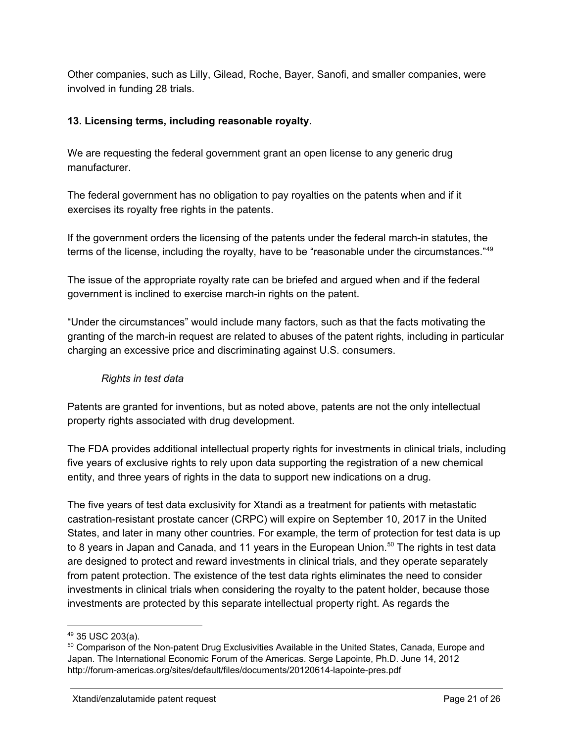Other companies, such as Lilly, Gilead, Roche, Bayer, Sanofi, and smaller companies, were involved in funding 28 trials.

**13. Licensing terms, including reasonable royalty.**

We are requesting the federal government grant an open license to any generic drug manufacturer.

The federal government has no obligation to pay royalties on the patents when and if it exercises its royalty free rights in the patents.

If the government orders the licensing of the patents under the federal march-in statutes, the terms of the license, including the royalty, have to be "reasonable under the circumstances."[49]

The issue of the appropriate royalty rate can be briefed and argued when and if the federal government is inclined to exercise march-in rights on the patent.

"Under the circumstances" would include many factors, such as that the facts motivating the granting of the march-in request are related to abuses of the patent rights, including in particular charging an excessive price and discriminating against U.S. consumers.

*Rights in test data*

Patents are granted for inventions, but as noted above, patents are not the only intellectual property rights associated with drug development.

The FDA provides additional intellectual property rights for investments in clinical trials, including five years of exclusive rights to rely upon data supporting the registration of a new chemical entity, and three years of rights in the data to support new indications on a drug.

The five years of test data exclusivity for Xtandi as a treatment for patients with metastatic castration-resistant prostate cancer (CRPC) will expire on September 10, 2017 in the United States, and later in many other countries. For example, the term of protection for test data is up to 8 years in Japan and Canada, and 11 years in the European Union.[50] The rights in test data are designed to protect and reward investments in clinical trials, and they operate separately from patent protection. The existence of the test data rights eliminates the need to consider investments in clinical trials when considering the royalty to the patent holder, because those investments are protected by this separate intellectual property right. As regards the

---

[49] 35 USC 203(a).

[50] Comparison of the Non-patent Drug Exclusivities Available in the United States, Canada, Europe and Japan. The International Economic Forum of the Americas. Serge Lapointe, Ph.D. June 14, 2012 http://forum-americas.org/sites/default/files/documents/20120614-lapointe-pres.pdf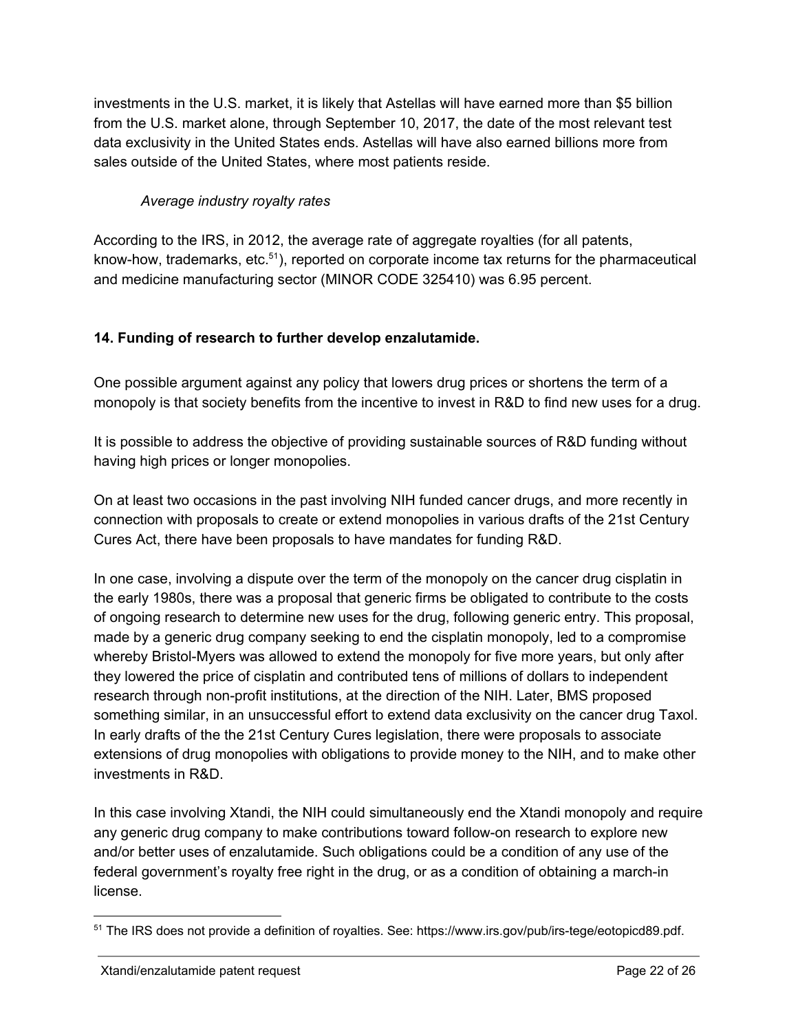investments in the U.S. market, it is likely that Astellas will have earned more than $5 billion from the U.S. market alone, through September 10, 2017, the date of the most relevant test data exclusivity in the United States ends. Astellas will have also earned billions more from sales outside of the United States, where most patients reside.

*Average industry royalty rates*

According to the IRS, in 2012, the average rate of aggregate royalties (for all patents, know-how, trademarks, etc.[51]), reported on corporate income tax returns for the pharmaceutical and medicine manufacturing sector (MINOR CODE 325410) was 6.95 percent.

### 14. Funding of research to further develop enzalutamide.

One possible argument against any policy that lowers drug prices or shortens the term of a monopoly is that society benefits from the incentive to invest in R&D to find new uses for a drug.

It is possible to address the objective of providing sustainable sources of R&D funding without having high prices or longer monopolies.

On at least two occasions in the past involving NIH funded cancer drugs, and more recently in connection with proposals to create or extend monopolies in various drafts of the 21st Century Cures Act, there have been proposals to have mandates for funding R&D.

In one case, involving a dispute over the term of the monopoly on the cancer drug cisplatin in the early 1980s, there was a proposal that generic firms be obligated to contribute to the costs of ongoing research to determine new uses for the drug, following generic entry. This proposal, made by a generic drug company seeking to end the cisplatin monopoly, led to a compromise whereby Bristol-Myers was allowed to extend the monopoly for five more years, but only after they lowered the price of cisplatin and contributed tens of millions of dollars to independent research through non-profit institutions, at the direction of the NIH. Later, BMS proposed something similar, in an unsuccessful effort to extend data exclusivity on the cancer drug Taxol. In early drafts of the the 21st Century Cures legislation, there were proposals to associate extensions of drug monopolies with obligations to provide money to the NIH, and to make other investments in R&D.

In this case involving Xtandi, the NIH could simultaneously end the Xtandi monopoly and require any generic drug company to make contributions toward follow-on research to explore new and/or better uses of enzalutamide. Such obligations could be a condition of any use of the federal government's royalty free right in the drug, or as a condition of obtaining a march-in license.

---

[51] The IRS does not provide a definition of royalties. See: https://www.irs.gov/pub/irs-tege/eotopicd89.pdf.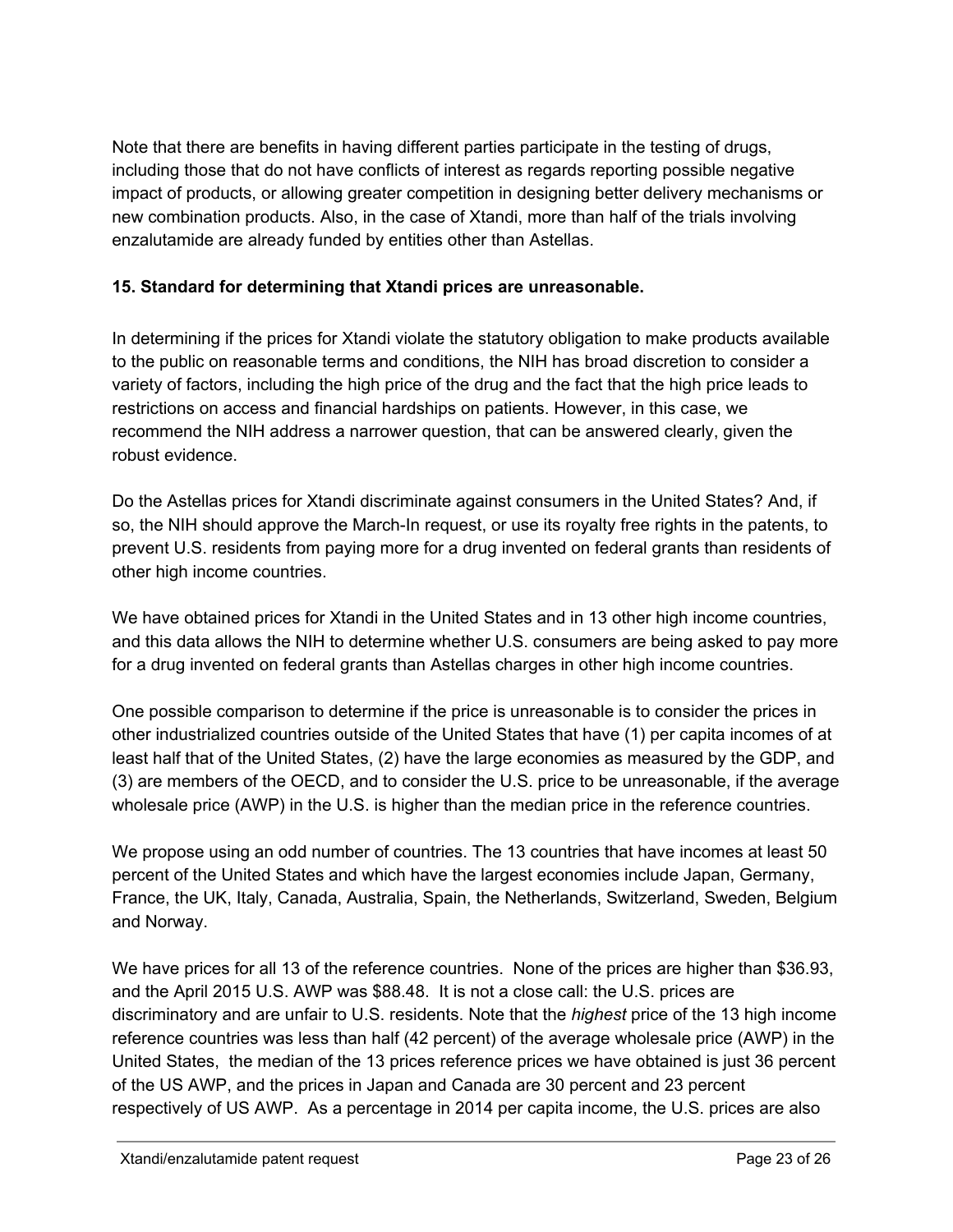Note that there are benefits in having different parties participate in the testing of drugs, including those that do not have conflicts of interest as regards reporting possible negative impact of products, or allowing greater competition in designing better delivery mechanisms or new combination products. Also, in the case of Xtandi, more than half of the trials involving enzalutamide are already funded by entities other than Astellas.

**15. Standard for determining that Xtandi prices are unreasonable.**

In determining if the prices for Xtandi violate the statutory obligation to make products available to the public on reasonable terms and conditions, the NIH has broad discretion to consider a variety of factors, including the high price of the drug and the fact that the high price leads to restrictions on access and financial hardships on patients. However, in this case, we recommend the NIH address a narrower question, that can be answered clearly, given the robust evidence.

Do the Astellas prices for Xtandi discriminate against consumers in the United States? And, if so, the NIH should approve the March-In request, or use its royalty free rights in the patents, to prevent U.S. residents from paying more for a drug invented on federal grants than residents of other high income countries.

We have obtained prices for Xtandi in the United States and in 13 other high income countries, and this data allows the NIH to determine whether U.S. consumers are being asked to pay more for a drug invented on federal grants than Astellas charges in other high income countries.

One possible comparison to determine if the price is unreasonable is to consider the prices in other industrialized countries outside of the United States that have (1) per capita incomes of at least half that of the United States, (2) have the large economies as measured by the GDP, and (3) are members of the OECD, and to consider the U.S. price to be unreasonable, if the average wholesale price (AWP) in the U.S. is higher than the median price in the reference countries.

We propose using an odd number of countries. The 13 countries that have incomes at least 50 percent of the United States and which have the largest economies include Japan, Germany, France, the UK, Italy, Canada, Australia, Spain, the Netherlands, Switzerland, Sweden, Belgium and Norway.

We have prices for all 13 of the reference countries. None of the prices are higher than $36.93, and the April 2015 U.S. AWP was $88.48. It is not a close call: the U.S. prices are discriminatory and are unfair to U.S. residents. Note that the *highest* price of the 13 high income reference countries was less than half (42 percent) of the average wholesale price (AWP) in the United States, the median of the 13 prices reference prices we have obtained is just 36 percent of the US AWP, and the prices in Japan and Canada are 30 percent and 23 percent respectively of US AWP. As a percentage in 2014 per capita income, the U.S. prices are also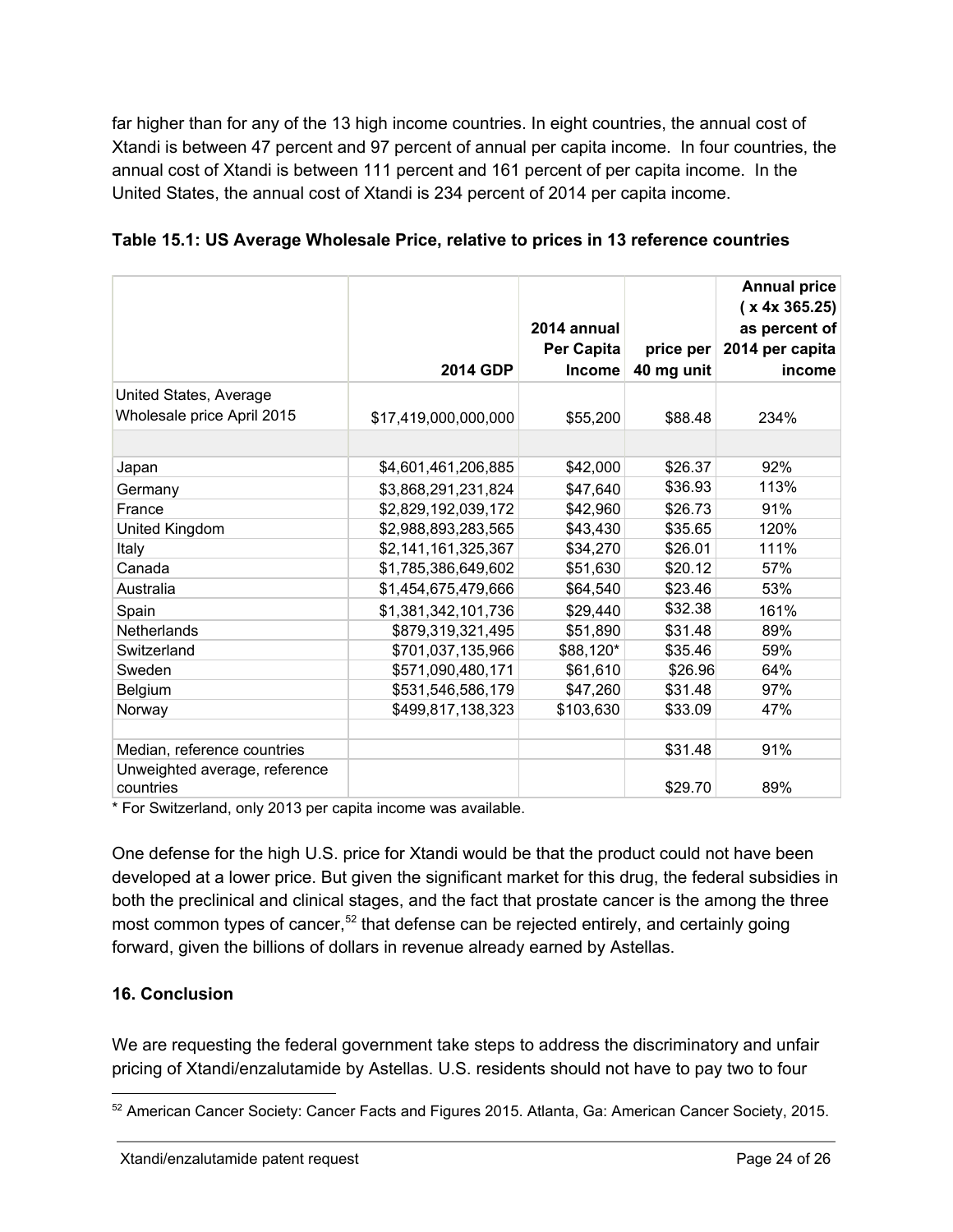far higher than for any of the 13 high income countries. In eight countries, the annual cost of Xtandi is between 47 percent and 97 percent of annual per capita income. In four countries, the annual cost of Xtandi is between 111 percent and 161 percent of per capita income. In the United States, the annual cost of Xtandi is 234 percent of 2014 per capita income.

**Table 15.1: US Average Wholesale Price, relative to prices in 13 reference countries**

| | 2014 GDP | 2014 annual Per Capita Income | price per 40 mg unit | Annual price ( x 4x 365.25) as percent of 2014 per capita income |
|---|---|---|---|---|
| United States, Average Wholesale price April 2015 | $17,419,000,000,000 | $55,200 | $88.48 | 234% |
| | | | | |
| Japan | $4,601,461,206,885 | $42,000 | $26.37 | 92% |
| Germany | $3,868,291,231,824 | $47,640 | $36.93 | 113% |
| France | $2,829,192,039,172 | $42,960 | $26.73 | 91% |
| United Kingdom | $2,988,893,283,565 | $43,430 | $35.65 | 120% |
| Italy | $2,141,161,325,367 | $34,270 | $26.01 | 111% |
| Canada | $1,785,386,649,602 | $51,630 | $20.12 | 57% |
| Australia | $1,454,675,479,666 | $64,540 | $23.46 | 53% |
| Spain | $1,381,342,101,736 | $29,440 | $32.38 | 161% |
| Netherlands | $879,319,321,495 | $51,890 | $31.48 | 89% |
| Switzerland | $701,037,135,966 | $88,120* | $35.46 | 59% |
| Sweden | $571,090,480,171 | $61,610 | $26.96 | 64% |
| Belgium | $531,546,586,179 | $47,260 | $31.48 | 97% |
| Norway | $499,817,138,323 | $103,630 | $33.09 | 47% |
| | | | | |
| Median, reference countries | | | $31.48 | 91% |
| Unweighted average, reference countries | | | $29.70 | 89% |

\* For Switzerland, only 2013 per capita income was available.

One defense for the high U.S. price for Xtandi would be that the product could not have been developed at a lower price. But given the significant market for this drug, the federal subsidies in both the preclinical and clinical stages, and the fact that prostate cancer is the among the three most common types of cancer,[52] that defense can be rejected entirely, and certainly going forward, given the billions of dollars in revenue already earned by Astellas.

## 16. Conclusion

We are requesting the federal government take steps to address the discriminatory and unfair pricing of Xtandi/enzalutamide by Astellas. U.S. residents should not have to pay two to four

[52] American Cancer Society: Cancer Facts and Figures 2015. Atlanta, Ga: American Cancer Society, 2015.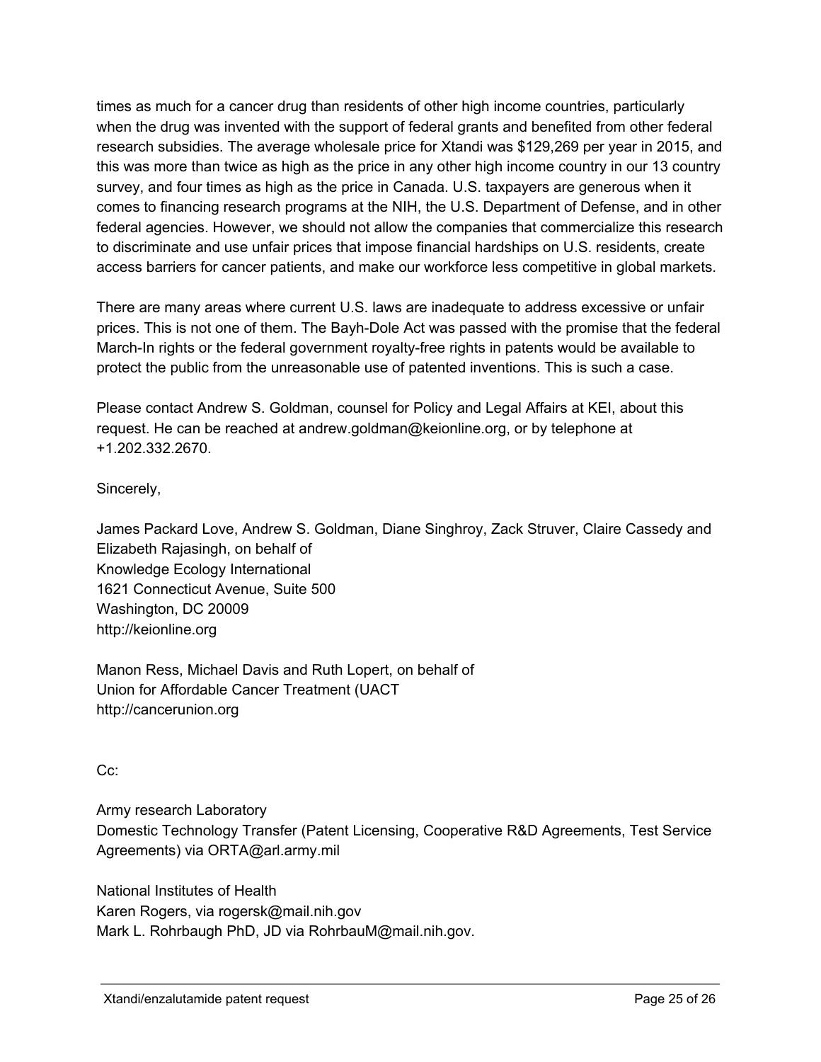times as much for a cancer drug than residents of other high income countries, particularly when the drug was invented with the support of federal grants and benefited from other federal research subsidies. The average wholesale price for Xtandi was $129,269 per year in 2015, and this was more than twice as high as the price in any other high income country in our 13 country survey, and four times as high as the price in Canada. U.S. taxpayers are generous when it comes to financing research programs at the NIH, the U.S. Department of Defense, and in other federal agencies. However, we should not allow the companies that commercialize this research to discriminate and use unfair prices that impose financial hardships on U.S. residents, create access barriers for cancer patients, and make our workforce less competitive in global markets.

There are many areas where current U.S. laws are inadequate to address excessive or unfair prices. This is not one of them. The Bayh-Dole Act was passed with the promise that the federal March-In rights or the federal government royalty-free rights in patents would be available to protect the public from the unreasonable use of patented inventions. This is such a case.

Please contact Andrew S. Goldman, counsel for Policy and Legal Affairs at KEI, about this request. He can be reached at andrew.goldman@keionline.org, or by telephone at +1.202.332.2670.

Sincerely,

James Packard Love, Andrew S. Goldman, Diane Singhroy, Zack Struver, Claire Cassedy and Elizabeth Rajasingh, on behalf of  
Knowledge Ecology International  
1621 Connecticut Avenue, Suite 500  
Washington, DC 20009  
http://keionline.org

Manon Ress, Michael Davis and Ruth Lopert, on behalf of  
Union for Affordable Cancer Treatment (UACT  
http://cancerunion.org

Cc:

Army research Laboratory  
Domestic Technology Transfer (Patent Licensing, Cooperative R&D Agreements, Test Service Agreements) via ORTA@arl.army.mil

National Institutes of Health  
Karen Rogers, via rogersk@mail.nih.gov  
Mark L. Rohrbaugh PhD, JD via RohrbauM@mail.nih.gov.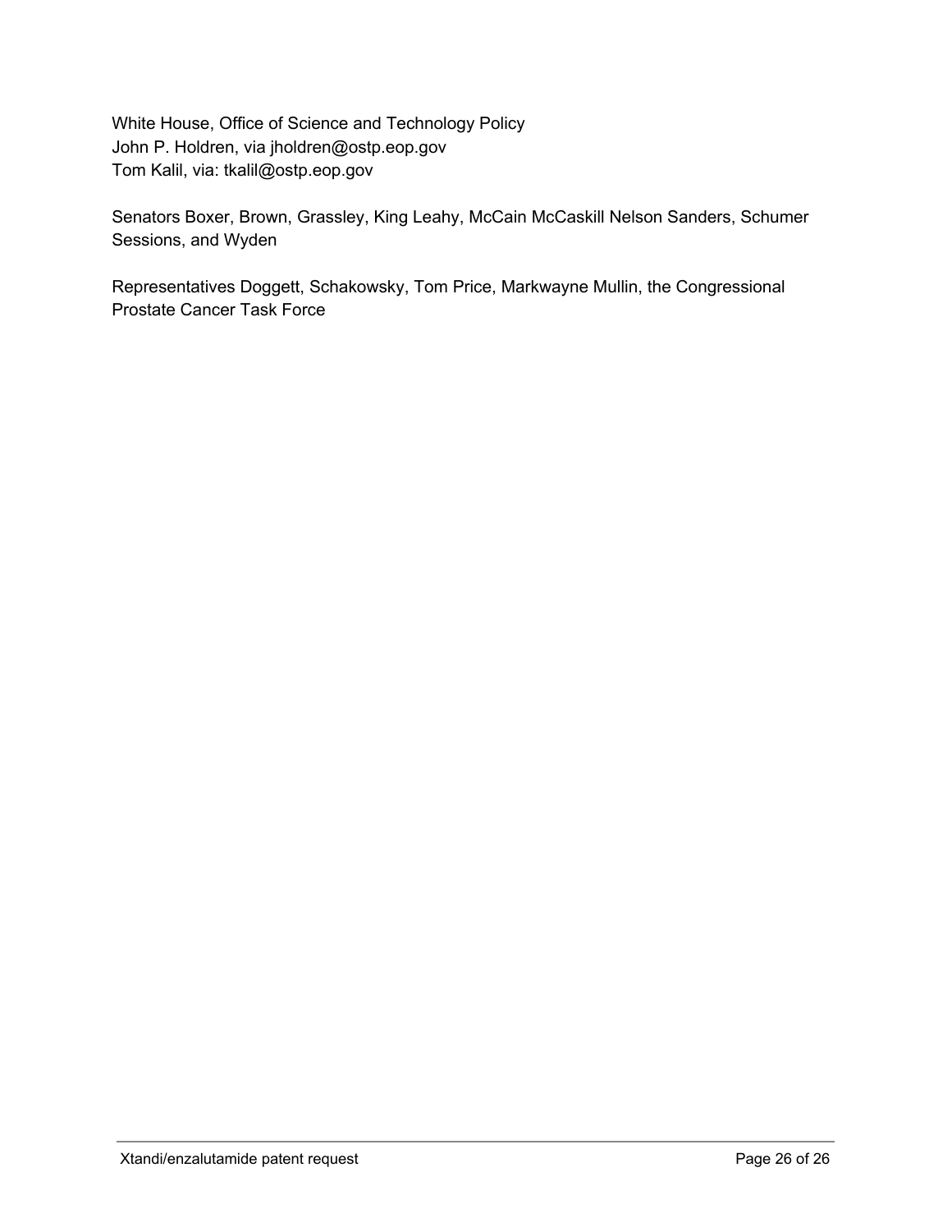White House, Office of Science and Technology Policy
John P. Holdren, via jholdren@ostp.eop.gov
Tom Kalil, via: tkalil@ostp.eop.gov

Senators Boxer, Brown, Grassley, King Leahy, McCain McCaskill Nelson Sanders, Schumer Sessions, and Wyden

Representatives Doggett, Schakowsky, Tom Price, Markwayne Mullin, the Congressional Prostate Cancer Task Force